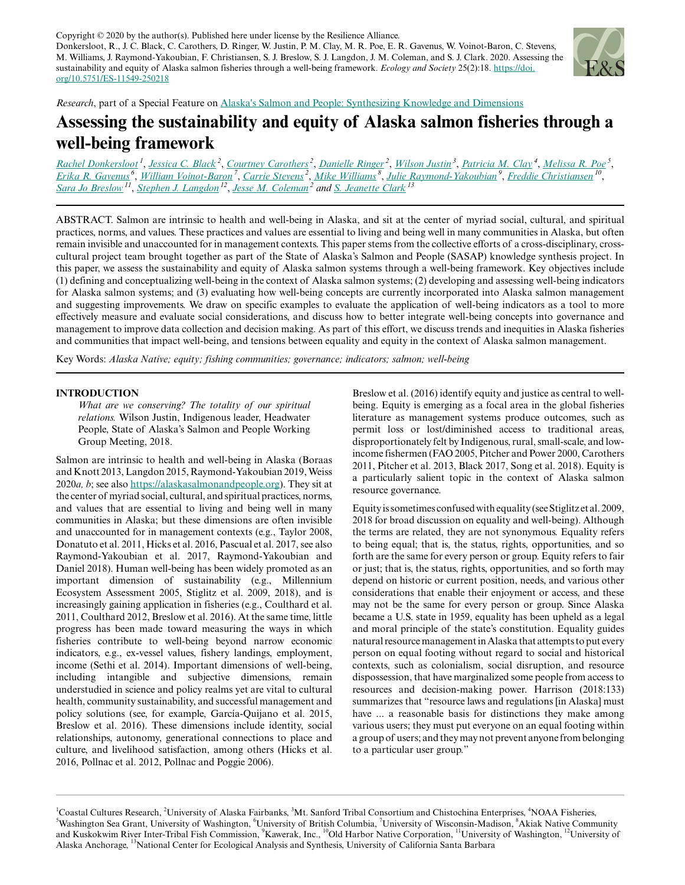Copyright © 2020 by the author(s). Published here under license by the Resilience Alliance.
Donkersloot, R., J. C. Black, C. Carothers, D. Ringer, W. Justin, P. M. Clay, M. R. Poe, E. R. Gavenus, W. Voinot-Baron, C. Stevens, M. Williams, J. Raymond-Yakoubian, F. Christiansen, S. J. Breslow, S. J. Langdon, J. M. Coleman, and S. J. Clark. 2020. Assessing the sustainability and equity of Alaska salmon fisheries through a well-being framework. *Ecology and Society* 25(2):18. https://doi.org/10.5751/ES-11549-250218

*Research*, part of a Special Feature on Alaska's Salmon and People: Synthesizing Knowledge and Dimensions

# Assessing the sustainability and equity of Alaska salmon fisheries through a well-being framework

Rachel Donkersloot[1], Jessica C. Black[2], Courtney Carothers[2], Danielle Ringer[2], Wilson Justin[3], Patricia M. Clay[4], Melissa R. Poe[5], Erika R. Gavenus[6], William Voinot-Baron[7], Carrie Stevens[2], Mike Williams[8], Julie Raymond-Yakoubian[9], Freddie Christiansen[10], Sara Jo Breslow[11], Stephen J. Langdon[12], Jesse M. Coleman[2] and S. Jeanette Clark[13]

ABSTRACT. Salmon are intrinsic to health and well-being in Alaska, and sit at the center of myriad social, cultural, and spiritual practices, norms, and values. These practices and values are essential to living and being well in many communities in Alaska, but often remain invisible and unaccounted for in management contexts. This paper stems from the collective efforts of a cross-disciplinary, cross-cultural project team brought together as part of the State of Alaska's Salmon and People (SASAP) knowledge synthesis project. In this paper, we assess the sustainability and equity of Alaska salmon systems through a well-being framework. Key objectives include (1) defining and conceptualizing well-being in the context of Alaska salmon systems; (2) developing and assessing well-being indicators for Alaska salmon systems; and (3) evaluating how well-being concepts are currently incorporated into Alaska salmon management and suggesting improvements. We draw on specific examples to evaluate the application of well-being indicators as a tool to more effectively measure and evaluate social considerations, and discuss how to better integrate well-being concepts into governance and management to improve data collection and decision making. As part of this effort, we discuss trends and inequities in Alaska fisheries and communities that impact well-being, and tensions between equality and equity in the context of Alaska salmon management.

Key Words: *Alaska Native; equity; fishing communities; governance; indicators; salmon; well-being*

## INTRODUCTION

*What are we conserving? The totality of our spiritual relations.* Wilson Justin, Indigenous leader, Headwater People, State of Alaska's Salmon and People Working Group Meeting, 2018.

Salmon are intrinsic to health and well-being in Alaska (Boraas and Knott 2013, Langdon 2015, Raymond-Yakoubian 2019, Weiss 2020*a, b*; see also https://alaskasalmonandpeople.org). They sit at the center of myriad social, cultural, and spiritual practices, norms, and values that are essential to living and being well in many communities in Alaska; but these dimensions are often invisible and unaccounted for in management contexts (e.g., Taylor 2008, Donatuto et al. 2011, Hicks et al. 2016, Pascual et al. 2017, see also Raymond-Yakoubian et al. 2017, Raymond-Yakoubian and Daniel 2018). Human well-being has been widely promoted as an important dimension of sustainability (e.g., Millennium Ecosystem Assessment 2005, Stiglitz et al. 2009, 2018), and is increasingly gaining application in fisheries (e.g., Coulthard et al. 2011, Coulthard 2012, Breslow et al. 2016). At the same time, little progress has been made toward measuring the ways in which fisheries contribute to well-being beyond narrow economic indicators, e.g., ex-vessel values, fishery landings, employment, income (Sethi et al. 2014). Important dimensions of well-being, including intangible and subjective dimensions, remain understudied in science and policy realms yet are vital to cultural health, community sustainability, and successful management and policy solutions (see, for example, García-Quijano et al. 2015, Breslow et al. 2016). These dimensions include identity, social relationships, autonomy, generational connections to place and culture, and livelihood satisfaction, among others (Hicks et al. 2016, Pollnac et al. 2012, Pollnac and Poggie 2006).

Breslow et al. (2016) identify equity and justice as central to well-being. Equity is emerging as a focal area in the global fisheries literature as management systems produce outcomes, such as permit loss or lost/diminished access to traditional areas, disproportionately felt by Indigenous, rural, small-scale, and low-income fishermen (FAO 2005, Pitcher and Power 2000, Carothers 2011, Pitcher et al. 2013, Black 2017, Song et al. 2018). Equity is a particularly salient topic in the context of Alaska salmon resource governance.

Equity is sometimes confused with equality (see Stiglitz et al. 2009, 2018 for broad discussion on equality and well-being). Although the terms are related, they are not synonymous. Equality refers to being equal; that is, the status, rights, opportunities, and so forth are the same for every person or group. Equity refers to fair or just; that is, the status, rights, opportunities, and so forth may depend on historic or current position, needs, and various other considerations that enable their enjoyment or access, and these may not be the same for every person or group. Since Alaska became a U.S. state in 1959, equality has been upheld as a legal and moral principle of the state's constitution. Equality guides natural resource management in Alaska that attempts to put every person on equal footing without regard to social and historical contexts, such as colonialism, social disruption, and resource dispossession, that have marginalized some people from access to resources and decision-making power. Harrison (2018:133) summarizes that "resource laws and regulations [in Alaska] must have ... a reasonable basis for distinctions they make among various users; they must put everyone on an equal footing within a group of users; and they may not prevent anyone from belonging to a particular user group."

[1]Coastal Cultures Research, [2]University of Alaska Fairbanks, [3]Mt. Sanford Tribal Consortium and Chistochina Enterprises, [4]NOAA Fisheries, [5]Washington Sea Grant, University of Washington, [6]University of British Columbia, [7]University of Wisconsin-Madison, [8]Akiak Native Community and Kuskokwim River Inter-Tribal Fish Commission, [9]Kawerak, Inc., [10]Old Harbor Native Corporation, [11]University of Washington, [12]University of Alaska Anchorage, [13]National Center for Ecological Analysis and Synthesis, University of California Santa Barbara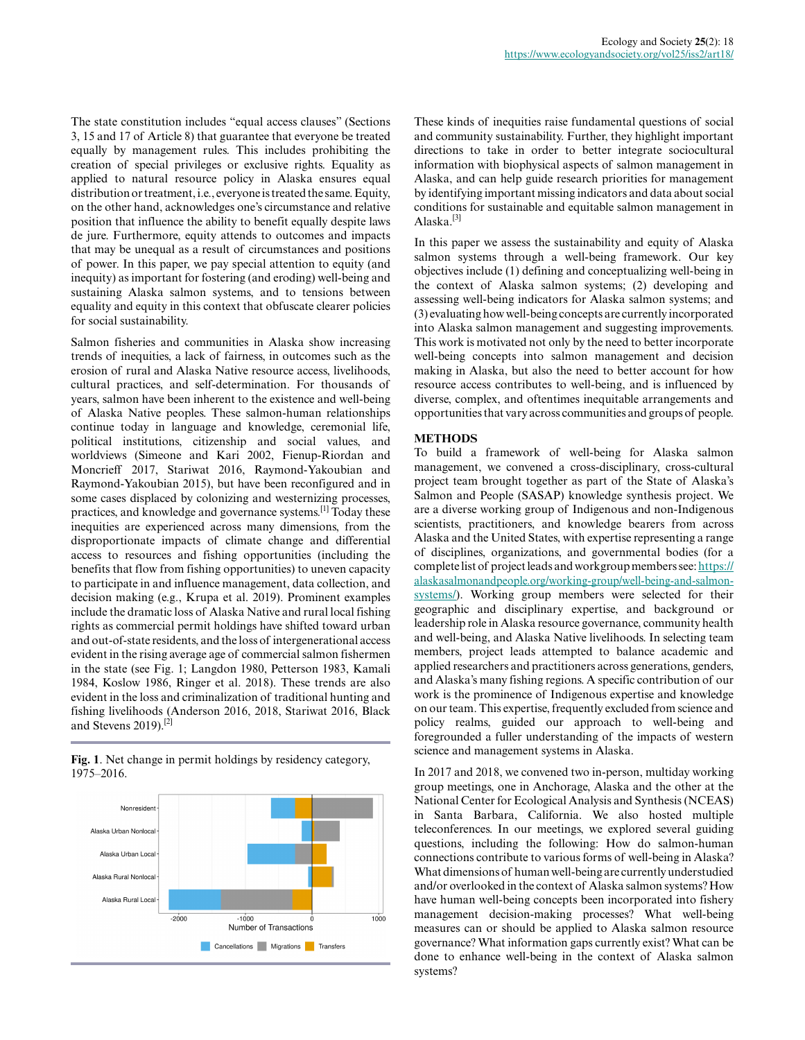The state constitution includes "equal access clauses" (Sections 3, 15 and 17 of Article 8) that guarantee that everyone be treated equally by management rules. This includes prohibiting the creation of special privileges or exclusive rights. Equality as applied to natural resource policy in Alaska ensures equal distribution or treatment, i.e., everyone is treated the same. Equity, on the other hand, acknowledges one's circumstance and relative position that influence the ability to benefit equally despite laws de jure. Furthermore, equity attends to outcomes and impacts that may be unequal as a result of circumstances and positions of power. In this paper, we pay special attention to equity (and inequity) as important for fostering (and eroding) well-being and sustaining Alaska salmon systems, and to tensions between equality and equity in this context that obfuscate clearer policies for social sustainability.

Salmon fisheries and communities in Alaska show increasing trends of inequities, a lack of fairness, in outcomes such as the erosion of rural and Alaska Native resource access, livelihoods, cultural practices, and self-determination. For thousands of years, salmon have been inherent to the existence and well-being of Alaska Native peoples. These salmon-human relationships continue today in language and knowledge, ceremonial life, political institutions, citizenship and social values, and worldviews (Simeone and Kari 2002, Fienup-Riordan and Moncrieff 2017, Stariwat 2016, Raymond-Yakoubian and Raymond-Yakoubian 2015), but have been reconfigured and in some cases displaced by colonizing and westernizing processes, practices, and knowledge and governance systems.[1] Today these inequities are experienced across many dimensions, from the disproportionate impacts of climate change and differential access to resources and fishing opportunities (including the benefits that flow from fishing opportunities) to uneven capacity to participate in and influence management, data collection, and decision making (e.g., Krupa et al. 2019). Prominent examples include the dramatic loss of Alaska Native and rural local fishing rights as commercial permit holdings have shifted toward urban and out-of-state residents, and the loss of intergenerational access evident in the rising average age of commercial salmon fishermen in the state (see Fig. 1; Langdon 1980, Petterson 1983, Kamali 1984, Koslow 1986, Ringer et al. 2018). These trends are also evident in the loss and criminalization of traditional hunting and fishing livelihoods (Anderson 2016, 2018, Stariwat 2016, Black and Stevens 2019).[2]

**Fig. 1**. Net change in permit holdings by residency category, 1975–2016.

These kinds of inequities raise fundamental questions of social and community sustainability. Further, they highlight important directions to take in order to better integrate sociocultural information with biophysical aspects of salmon management in Alaska, and can help guide research priorities for management by identifying important missing indicators and data about social conditions for sustainable and equitable salmon management in Alaska.[3]

In this paper we assess the sustainability and equity of Alaska salmon systems through a well-being framework. Our key objectives include (1) defining and conceptualizing well-being in the context of Alaska salmon systems; (2) developing and assessing well-being indicators for Alaska salmon systems; and (3) evaluating how well-being concepts are currently incorporated into Alaska salmon management and suggesting improvements. This work is motivated not only by the need to better incorporate well-being concepts into salmon management and decision making in Alaska, but also the need to better account for how resource access contributes to well-being, and is influenced by diverse, complex, and oftentimes inequitable arrangements and opportunities that vary across communities and groups of people.

## METHODS

To build a framework of well-being for Alaska salmon management, we convened a cross-disciplinary, cross-cultural project team brought together as part of the State of Alaska's Salmon and People (SASAP) knowledge synthesis project. We are a diverse working group of Indigenous and non-Indigenous scientists, practitioners, and knowledge bearers from across Alaska and the United States, with expertise representing a range of disciplines, organizations, and governmental bodies (for a complete list of project leads and workgroup members see: https://alaskasalmonandpeople.org/working-group/well-being-and-salmon-systems/). Working group members were selected for their geographic and disciplinary expertise, and background or leadership role in Alaska resource governance, community health and well-being, and Alaska Native livelihoods. In selecting team members, project leads attempted to balance academic and applied researchers and practitioners across generations, genders, and Alaska's many fishing regions. A specific contribution of our work is the prominence of Indigenous expertise and knowledge on our team. This expertise, frequently excluded from science and policy realms, guided our approach to well-being and foregrounded a fuller understanding of the impacts of western science and management systems in Alaska.

In 2017 and 2018, we convened two in-person, multiday working group meetings, one in Anchorage, Alaska and the other at the National Center for Ecological Analysis and Synthesis (NCEAS) in Santa Barbara, California. We also hosted multiple teleconferences. In our meetings, we explored several guiding questions, including the following: How do salmon-human connections contribute to various forms of well-being in Alaska? What dimensions of human well-being are currently understudied and/or overlooked in the context of Alaska salmon systems? How have human well-being concepts been incorporated into fishery management decision-making processes? What well-being measures can or should be applied to Alaska salmon resource governance? What information gaps currently exist? What can be done to enhance well-being in the context of Alaska salmon systems?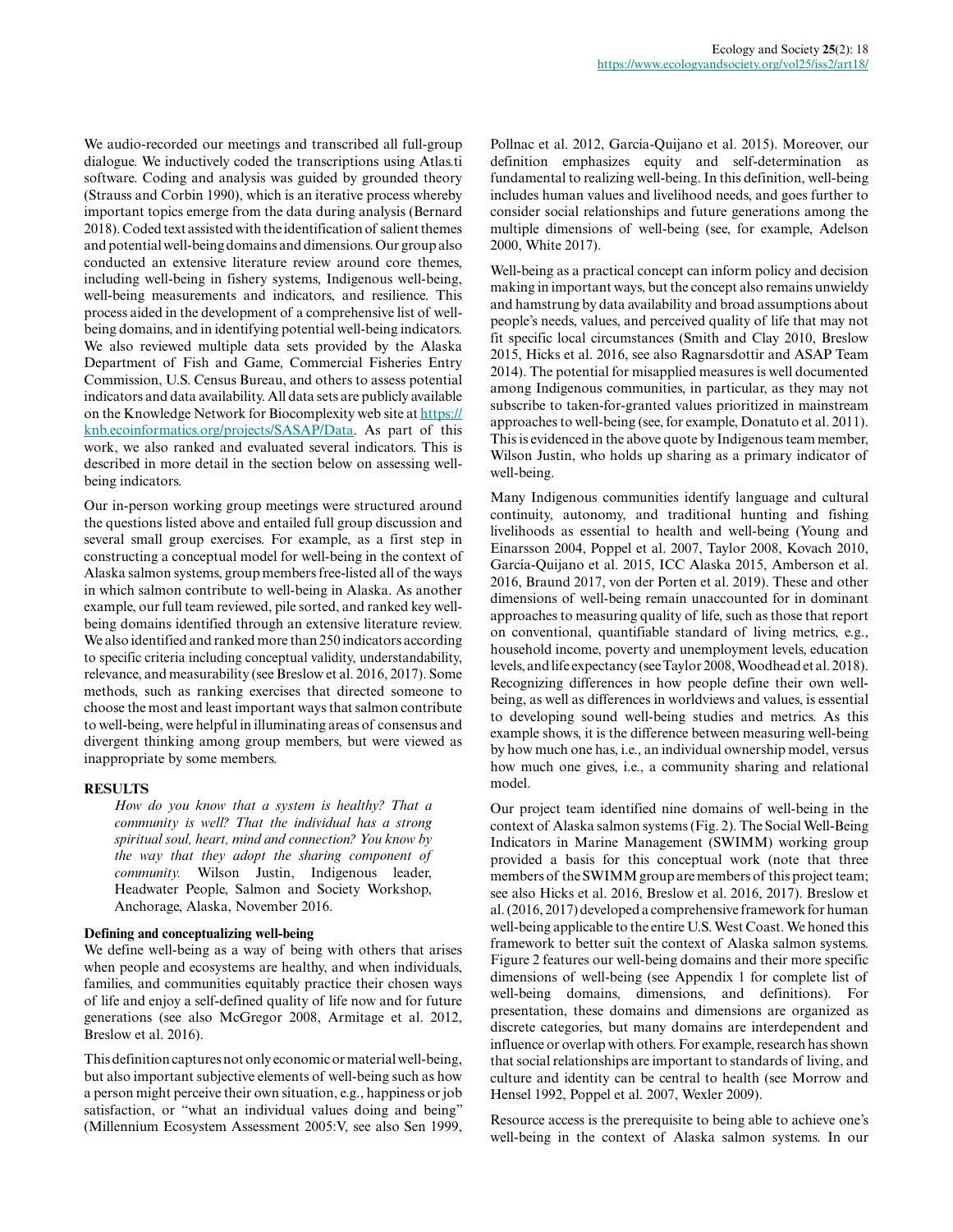We audio-recorded our meetings and transcribed all full-group dialogue. We inductively coded the transcriptions using Atlas.ti software. Coding and analysis was guided by grounded theory (Strauss and Corbin 1990), which is an iterative process whereby important topics emerge from the data during analysis (Bernard 2018). Coded text assisted with the identification of salient themes and potential well-being domains and dimensions. Our group also conducted an extensive literature review around core themes, including well-being in fishery systems, Indigenous well-being, well-being measurements and indicators, and resilience. This process aided in the development of a comprehensive list of well-being domains, and in identifying potential well-being indicators. We also reviewed multiple data sets provided by the Alaska Department of Fish and Game, Commercial Fisheries Entry Commission, U.S. Census Bureau, and others to assess potential indicators and data availability. All data sets are publicly available on the Knowledge Network for Biocomplexity web site at [https://knb.ecoinformatics.org/projects/SASAP/Data](https://knb.ecoinformatics.org/projects/SASAP/Data). As part of this work, we also ranked and evaluated several indicators. This is described in more detail in the section below on assessing well-being indicators.

Our in-person working group meetings were structured around the questions listed above and entailed full group discussion and several small group exercises. For example, as a first step in constructing a conceptual model for well-being in the context of Alaska salmon systems, group members free-listed all of the ways in which salmon contribute to well-being in Alaska. As another example, our full team reviewed, pile sorted, and ranked key well-being domains identified through an extensive literature review. We also identified and ranked more than 250 indicators according to specific criteria including conceptual validity, understandability, relevance, and measurability (see Breslow et al. 2016, 2017). Some methods, such as ranking exercises that directed someone to choose the most and least important ways that salmon contribute to well-being, were helpful in illuminating areas of consensus and divergent thinking among group members, but were viewed as inappropriate by some members.

## RESULTS

> *How do you know that a system is healthy? That a community is well? That the individual has a strong spiritual soul, heart, mind and connection? You know by the way that they adopt the sharing component of community.* Wilson Justin, Indigenous leader, Headwater People, Salmon and Society Workshop, Anchorage, Alaska, November 2016.

### Defining and conceptualizing well-being

We define well-being as a way of being with others that arises when people and ecosystems are healthy, and when individuals, families, and communities equitably practice their chosen ways of life and enjoy a self-defined quality of life now and for future generations (see also McGregor 2008, Armitage et al. 2012, Breslow et al. 2016).

This definition captures not only economic or material well-being, but also important subjective elements of well-being such as how a person might perceive their own situation, e.g., happiness or job satisfaction, or "what an individual values doing and being" (Millennium Ecosystem Assessment 2005:V, see also Sen 1999, Pollnac et al. 2012, García-Quijano et al. 2015). Moreover, our definition emphasizes equity and self-determination as fundamental to realizing well-being. In this definition, well-being includes human values and livelihood needs, and goes further to consider social relationships and future generations among the multiple dimensions of well-being (see, for example, Adelson 2000, White 2017).

Well-being as a practical concept can inform policy and decision making in important ways, but the concept also remains unwieldy and hamstrung by data availability and broad assumptions about people's needs, values, and perceived quality of life that may not fit specific local circumstances (Smith and Clay 2010, Breslow 2015, Hicks et al. 2016, see also Ragnarsdottir and ASAP Team 2014). The potential for misapplied measures is well documented among Indigenous communities, in particular, as they may not subscribe to taken-for-granted values prioritized in mainstream approaches to well-being (see, for example, Donatuto et al. 2011). This is evidenced in the above quote by Indigenous team member, Wilson Justin, who holds up sharing as a primary indicator of well-being.

Many Indigenous communities identify language and cultural continuity, autonomy, and traditional hunting and fishing livelihoods as essential to health and well-being (Young and Einarsson 2004, Poppel et al. 2007, Taylor 2008, Kovach 2010, García-Quijano et al. 2015, ICC Alaska 2015, Amberson et al. 2016, Braund 2017, von der Porten et al. 2019). These and other dimensions of well-being remain unaccounted for in dominant approaches to measuring quality of life, such as those that report on conventional, quantifiable standard of living metrics, e.g., household income, poverty and unemployment levels, education levels, and life expectancy (see Taylor 2008, Woodhead et al. 2018). Recognizing differences in how people define their own well-being, as well as differences in worldviews and values, is essential to developing sound well-being studies and metrics. As this example shows, it is the difference between measuring well-being by how much one has, i.e., an individual ownership model, versus how much one gives, i.e., a community sharing and relational model.

Our project team identified nine domains of well-being in the context of Alaska salmon systems (Fig. 2). The Social Well-Being Indicators in Marine Management (SWIMM) working group provided a basis for this conceptual work (note that three members of the SWIMM group are members of this project team; see also Hicks et al. 2016, Breslow et al. 2016, 2017). Breslow et al. (2016, 2017) developed a comprehensive framework for human well-being applicable to the entire U.S. West Coast. We honed this framework to better suit the context of Alaska salmon systems. Figure 2 features our well-being domains and their more specific dimensions of well-being (see Appendix 1 for complete list of well-being domains, dimensions, and definitions). For presentation, these domains and dimensions are organized as discrete categories, but many domains are interdependent and influence or overlap with others. For example, research has shown that social relationships are important to standards of living, and culture and identity can be central to health (see Morrow and Hensel 1992, Poppel et al. 2007, Wexler 2009).

Resource access is the prerequisite to being able to achieve one's well-being in the context of Alaska salmon systems. In our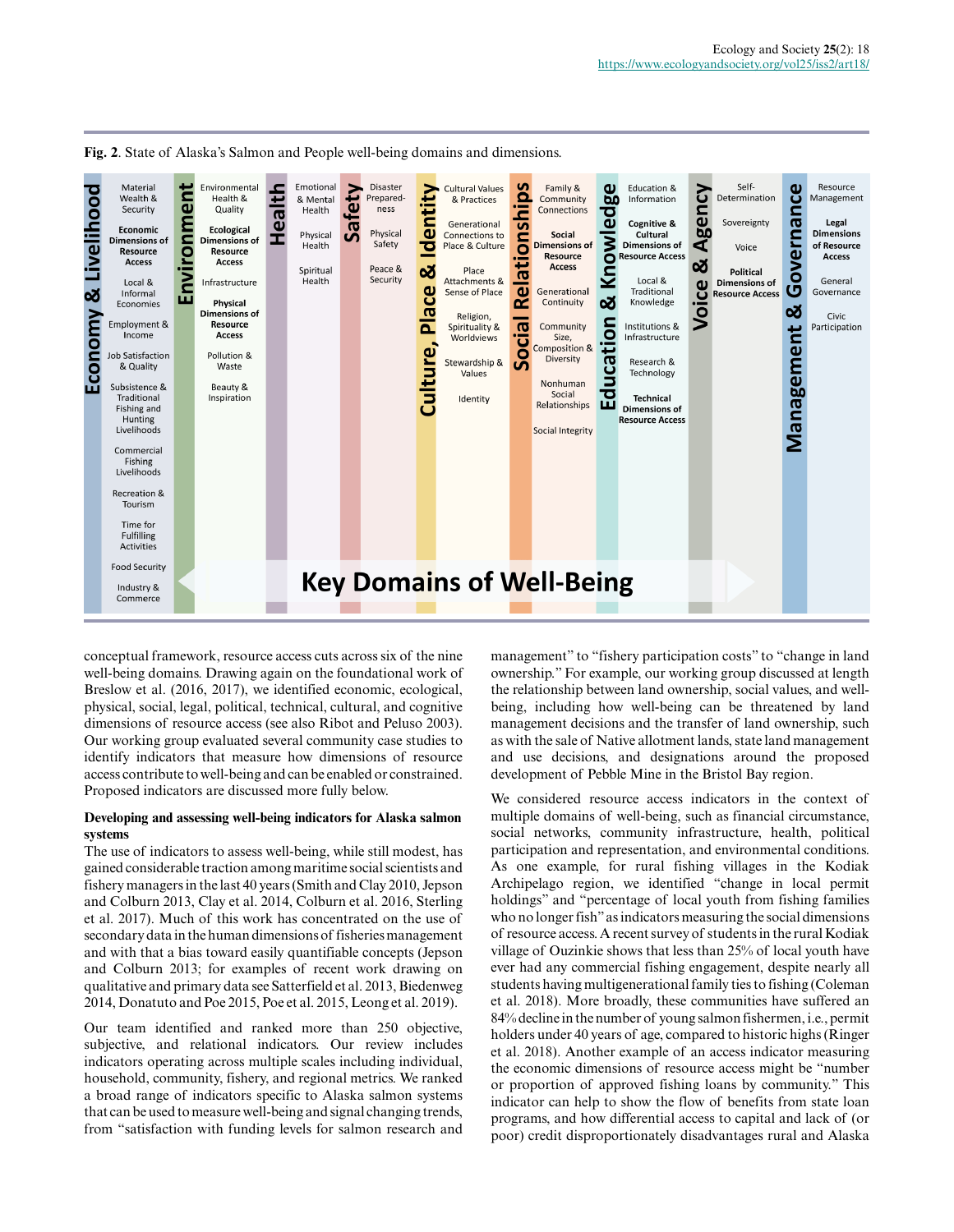**Fig. 2**. State of Alaska's Salmon and People well-being domains and dimensions.

| Economy & Livelihood | Environment | Health | Safety | Culture, Place & Identity | Social Relationships | Education & Knowledge | Voice & Agency | Management & Governance |
|---|---|---|---|---|---|---|---|---|
| Material Wealth & Security | Environmental Health & Quality | Emotional & Mental Health | Disaster Preparedness | Cultural Values & Practices | Family & Community Connections | Education & Information | Self-Determination | Resource Management |
| **Economic Dimensions of Resource Access** | **Ecological Dimensions of Resource Access** | Physical Health | Physical Safety | Generational Connections to Place & Culture | **Social Dimensions of Resource Access** | **Cognitive & Cultural Dimensions of Resource Access** | Sovereignty | **Legal Dimensions of Resource Access** |
| Local & Informal Economies | Infrastructure | Spiritual Health | Peace & Security | Place Attachments & Sense of Place | Generational Continuity | Local & Traditional Knowledge | Voice | General Governance |
| Employment & Income | **Physical Dimensions of Resource Access** | | | Religion, Spirituality & Worldviews | Community Size, Composition & Diversity | Institutions & Infrastructure | **Political Dimensions of Resource Access** | Civic Participation |
| Job Satisfaction & Quality | Pollution & Waste | | | Stewardship & Values | Nonhuman Social Relationships | Research & Technology | | |
| Subsistence & Traditional Fishing and Hunting Livelihoods | Beauty & Inspiration | | | Identity | Social Integrity | **Technical Dimensions of Resource Access** | | |
| Commercial Fishing Livelihoods | | | | | | | | |
| Recreation & Tourism | | | | | | | | |
| Time for Fulfilling Activities | | | | | | | | |
| Food Security | | | | | | | | |
| Industry & Commerce | | | | | | | | |

**Key Domains of Well-Being**

conceptual framework, resource access cuts across six of the nine well-being domains. Drawing again on the foundational work of Breslow et al. (2016, 2017), we identified economic, ecological, physical, social, legal, political, technical, cultural, and cognitive dimensions of resource access (see also Ribot and Peluso 2003). Our working group evaluated several community case studies to identify indicators that measure how dimensions of resource access contribute to well-being and can be enabled or constrained. Proposed indicators are discussed more fully below.

### Developing and assessing well-being indicators for Alaska salmon systems

The use of indicators to assess well-being, while still modest, has gained considerable traction among maritime social scientists and fishery managers in the last 40 years (Smith and Clay 2010, Jepson and Colburn 2013, Clay et al. 2014, Colburn et al. 2016, Sterling et al. 2017). Much of this work has concentrated on the use of secondary data in the human dimensions of fisheries management and with that a bias toward easily quantifiable concepts (Jepson and Colburn 2013; for examples of recent work drawing on qualitative and primary data see Satterfield et al. 2013, Biedenweg 2014, Donatuto and Poe 2015, Poe et al. 2015, Leong et al. 2019).

Our team identified and ranked more than 250 objective, subjective, and relational indicators. Our review includes indicators operating across multiple scales including individual, household, community, fishery, and regional metrics. We ranked a broad range of indicators specific to Alaska salmon systems that can be used to measure well-being and signal changing trends, from "satisfaction with funding levels for salmon research and management" to "fishery participation costs" to "change in land ownership." For example, our working group discussed at length the relationship between land ownership, social values, and well-being, including how well-being can be threatened by land management decisions and the transfer of land ownership, such as with the case of Native allotment lands, state land management and use decisions, and designations around the proposed development of Pebble Mine in the Bristol Bay region.

We considered resource access indicators in the context of multiple domains of well-being, such as financial circumstance, social networks, community infrastructure, health, political participation and representation, and environmental conditions. As one example, for rural fishing villages in the Kodiak Archipelago region, we identified "change in local permit holdings" and "percentage of local youth from fishing families who no longer fish" as indicators measuring the social dimensions of resource access. A recent survey of students in the rural Kodiak village of Ouzinkie shows that less than 25% of local youth have ever had any commercial fishing engagement, despite nearly all students having multigenerational family ties to fishing (Coleman et al. 2018). More broadly, these communities have suffered an 84% decline in the number of young salmon fishermen, i.e., permit holders under 40 years of age, compared to historic highs (Ringer et al. 2018). Another example of an access indicator measuring the economic dimensions of resource access might be "number or proportion of approved fishing loans by community." This indicator can help to show the flow of benefits from state loan programs, and how differential access to capital and lack of (or poor) credit disproportionately disadvantages rural and Alaska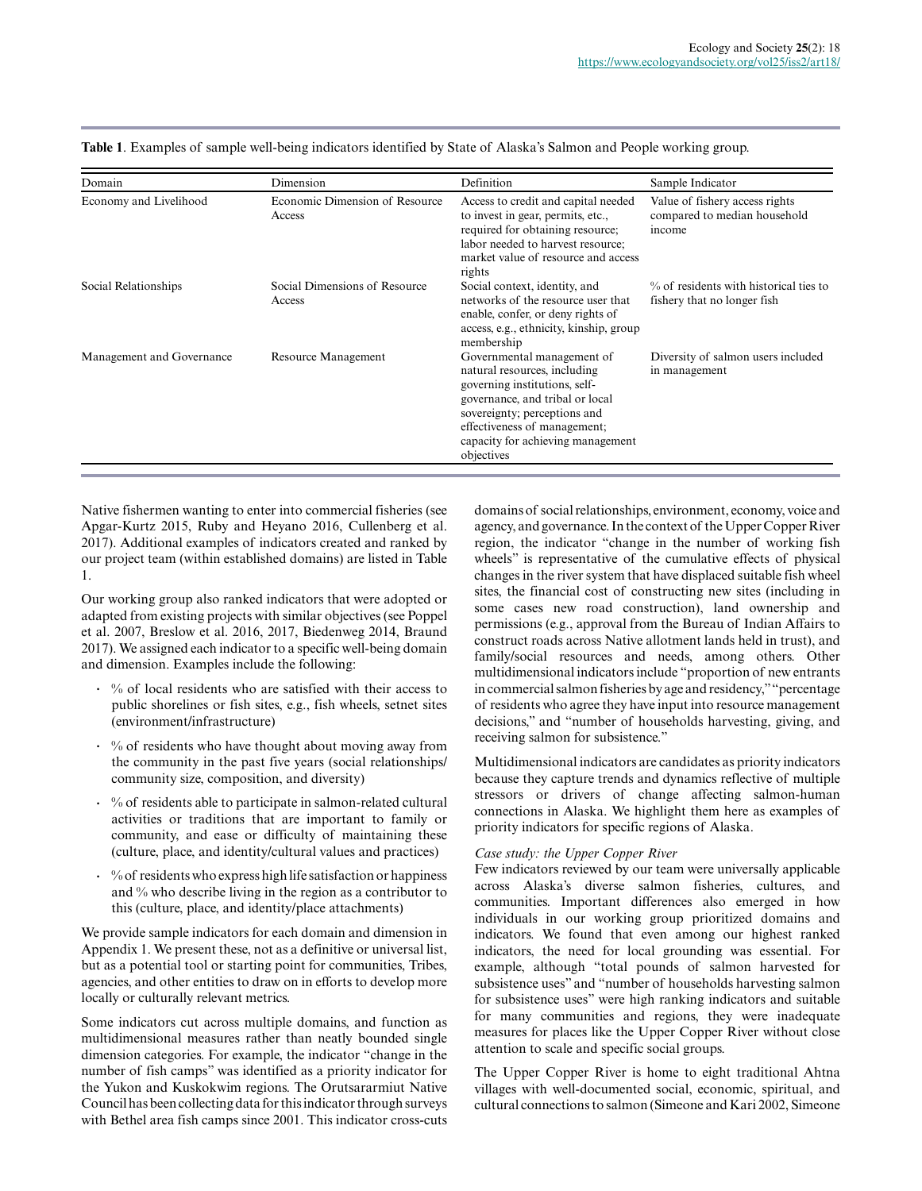**Table 1**. Examples of sample well-being indicators identified by State of Alaska's Salmon and People working group.

| Domain | Dimension | Definition | Sample Indicator |
|---|---|---|---|
| Economy and Livelihood | Economic Dimension of Resource Access | Access to credit and capital needed to invest in gear, permits, etc., required for obtaining resource; labor needed to harvest resource; market value of resource and access rights | Value of fishery access rights compared to median household income |
| Social Relationships | Social Dimensions of Resource Access | Social context, identity, and networks of the resource user that enable, confer, or deny rights of access, e.g., ethnicity, kinship, group membership | % of residents with historical ties to fishery that no longer fish |
| Management and Governance | Resource Management | Governmental management of natural resources, including governing institutions, self-governance, and tribal or local sovereignty; perceptions and effectiveness of management; capacity for achieving management objectives | Diversity of salmon users included in management |

Native fishermen wanting to enter into commercial fisheries (see Apgar-Kurtz 2015, Ruby and Heyano 2016, Cullenberg et al. 2017). Additional examples of indicators created and ranked by our project team (within established domains) are listed in Table 1.

Our working group also ranked indicators that were adopted or adapted from existing projects with similar objectives (see Poppel et al. 2007, Breslow et al. 2016, 2017, Biedenweg 2014, Braund 2017). We assigned each indicator to a specific well-being domain and dimension. Examples include the following:

- % of local residents who are satisfied with their access to public shorelines or fish sites, e.g., fish wheels, setnet sites (environment/infrastructure)
- % of residents who have thought about moving away from the community in the past five years (social relationships/community size, composition, and diversity)
- % of residents able to participate in salmon-related cultural activities or traditions that are important to family or community, and ease or difficulty of maintaining these (culture, place, and identity/cultural values and practices)
- % of residents who express high life satisfaction or happiness and % who describe living in the region as a contributor to this (culture, place, and identity/place attachments)

We provide sample indicators for each domain and dimension in Appendix 1. We present these, not as a definitive or universal list, but as a potential tool or starting point for communities, Tribes, agencies, and other entities to draw on in efforts to develop more locally or culturally relevant metrics.

Some indicators cut across multiple domains, and function as multidimensional measures rather than neatly bounded single dimension categories. For example, the indicator "change in the number of fish camps" was identified as a priority indicator for the Yukon and Kuskokwim regions. The Orutsararmiut Native Council has been collecting data for this indicator through surveys with Bethel area fish camps since 2001. This indicator cross-cuts domains of social relationships, environment, economy, voice and agency, and governance. In the context of the Upper Copper River region, the indicator "change in the number of working fish wheels" is representative of the cumulative effects of physical changes in the river system that have displaced suitable fish wheel sites, the financial cost of constructing new sites (including in some cases new road construction), land ownership and permissions (e.g., approval from the Bureau of Indian Affairs to construct roads across Native allotment lands held in trust), and family/social resources and needs, among others. Other multidimensional indicators include "proportion of new entrants in commercial salmon fisheries by age and residency," "percentage of residents who agree they have input into resource management decisions," and "number of households harvesting, giving, and receiving salmon for subsistence."

Multidimensional indicators are candidates as priority indicators because they capture trends and dynamics reflective of multiple stressors or drivers of change affecting salmon-human connections in Alaska. We highlight them here as examples of priority indicators for specific regions of Alaska.

*Case study: the Upper Copper River*

Few indicators reviewed by our team were universally applicable across Alaska's diverse salmon fisheries, cultures, and communities. Important differences also emerged in how individuals in our working group prioritized domains and indicators. We found that even among our highest ranked indicators, the need for local grounding was essential. For example, although "total pounds of salmon harvested for subsistence uses" and "number of households harvesting salmon for subsistence uses" were high ranking indicators and suitable for many communities and regions, they were inadequate measures for places like the Upper Copper River without close attention to scale and specific social groups.

The Upper Copper River is home to eight traditional Ahtna villages with well-documented social, economic, spiritual, and cultural connections to salmon (Simeone and Kari 2002, Simeone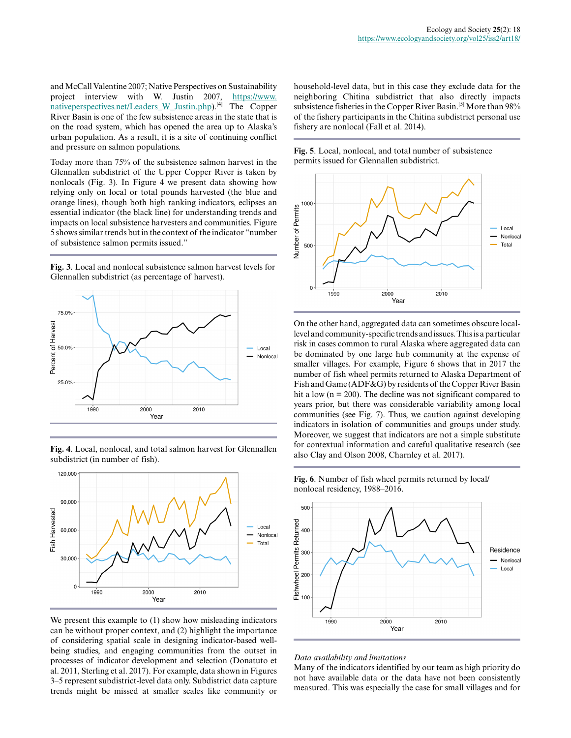and McCall Valentine 2007; Native Perspectives on Sustainability project interview with W. Justin 2007, https://www.nativeperspectives.net/Leaders_W_Justin.php).[4] The Copper River Basin is one of the few subsistence areas in the state that is on the road system, which has opened the area up to Alaska's urban population. As a result, it is a site of continuing conflict and pressure on salmon populations.

Today more than 75% of the subsistence salmon harvest in the Glennallen subdistrict of the Upper Copper River is taken by nonlocals (Fig. 3). In Figure 4 we present data showing how relying only on local or total pounds harvested (the blue and orange lines), though both high ranking indicators, eclipses an essential indicator (the black line) for understanding trends and impacts on local subsistence harvesters and communities. Figure 5 shows similar trends but in the context of the indicator "number of subsistence salmon permits issued."

**Fig. 3**. Local and nonlocal subsistence salmon harvest levels for Glennallen subdistrict (as percentage of harvest).

**Fig. 4**. Local, nonlocal, and total salmon harvest for Glennallen subdistrict (in number of fish).

We present this example to (1) show how misleading indicators can be without proper context, and (2) highlight the importance of considering spatial scale in designing indicator-based well-being studies, and engaging communities from the outset in processes of indicator development and selection (Donatuto et al. 2011, Sterling et al. 2017). For example, data shown in Figures 3–5 represent subdistrict-level data only. Subdistrict data capture trends might be missed at smaller scales like community or household-level data, but in this case they exclude data for the neighboring Chitina subdistrict that also directly impacts subsistence fisheries in the Copper River Basin.[5] More than 98% of the fishery participants in the Chitina subdistrict personal use fishery are nonlocal (Fall et al. 2014).

**Fig. 5**. Local, nonlocal, and total number of subsistence permits issued for Glennallen subdistrict.

On the other hand, aggregated data can sometimes obscure local-level and community-specific trends and issues. This is a particular risk in cases common to rural Alaska where aggregated data can be dominated by one large hub community at the expense of smaller villages. For example, Figure 6 shows that in 2017 the number of fish wheel permits returned to Alaska Department of Fish and Game (ADF&G) by residents of the Copper River Basin hit a low (n = 200). The decline was not significant compared to years prior, but there was considerable variability among local communities (see Fig. 7). Thus, we caution against developing indicators in isolation of communities and groups under study. Moreover, we suggest that indicators are not a simple substitute for contextual information and careful qualitative research (see also Clay and Olson 2008, Charnley et al. 2017).

**Fig. 6**. Number of fish wheel permits returned by local/nonlocal residency, 1988–2016.

*Data availability and limitations*

Many of the indicators identified by our team as high priority do not have available data or the data have not been consistently measured. This was especially the case for small villages and for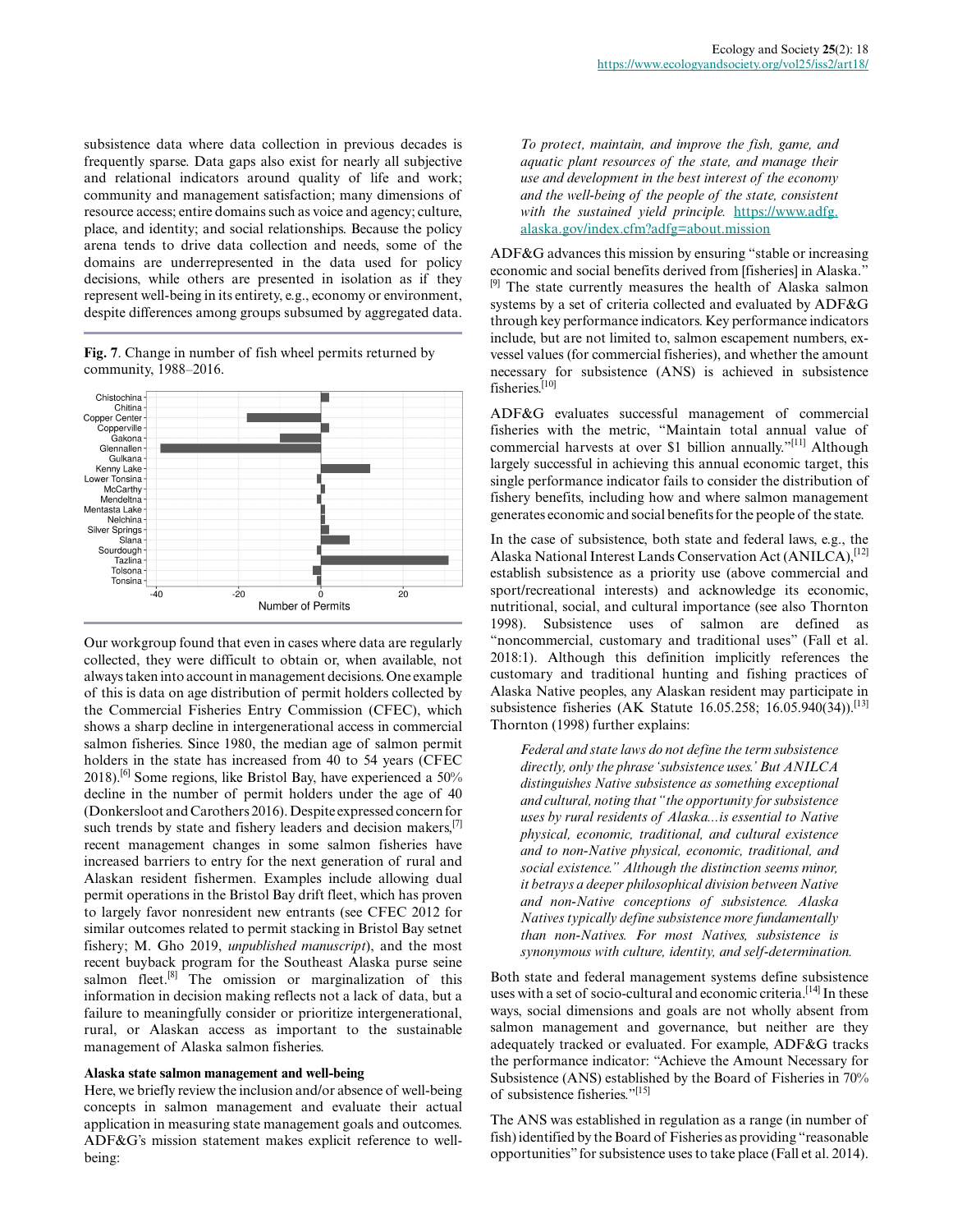subsistence data where data collection in previous decades is frequently sparse. Data gaps also exist for nearly all subjective and relational indicators around quality of life and work; community and management satisfaction; many dimensions of resource access; entire domains such as voice and agency; culture, place, and identity; and social relationships. Because the policy arena tends to drive data collection and needs, some of the domains are underrepresented in the data used for policy decisions, while others are presented in isolation as if they represent well-being in its entirety, e.g., economy or environment, despite differences among groups subsumed by aggregated data.

**Fig. 7**. Change in number of fish wheel permits returned by community, 1988–2016.

Our workgroup found that even in cases where data are regularly collected, they were difficult to obtain or, when available, not always taken into account in management decisions. One example of this is data on age distribution of permit holders collected by the Commercial Fisheries Entry Commission (CFEC), which shows a sharp decline in intergenerational access in commercial salmon fisheries. Since 1980, the median age of salmon permit holders in the state has increased from 40 to 54 years (CFEC 2018).[6] Some regions, like Bristol Bay, have experienced a 50% decline in the number of permit holders under the age of 40 (Donkersloot and Carothers 2016). Despite expressed concern for such trends by state and fishery leaders and decision makers,[7] recent management changes in some salmon fisheries have increased barriers to entry for the next generation of rural and Alaskan resident fishermen. Examples include allowing dual permit operations in the Bristol Bay drift fleet, which has proven to largely favor nonresident new entrants (see CFEC 2012 for similar outcomes related to permit stacking in Bristol Bay setnet fishery; M. Gho 2019, *unpublished manuscript*), and the most recent buyback program for the Southeast Alaska purse seine salmon fleet.[8] The omission or marginalization of this information in decision making reflects not a lack of data, but a failure to meaningfully consider or prioritize intergenerational, rural, or Alaskan access as important to the sustainable management of Alaska salmon fisheries.

### Alaska state salmon management and well-being

Here, we briefly review the inclusion and/or absence of well-being concepts in salmon management and evaluate their actual application in measuring state management goals and outcomes. ADF&G's mission statement makes explicit reference to well-being:

> *To protect, maintain, and improve the fish, game, and aquatic plant resources of the state, and manage their use and development in the best interest of the economy and the well-being of the people of the state, consistent with the sustained yield principle.* https://www.adfg.alaska.gov/index.cfm?adfg=about.mission

ADF&G advances this mission by ensuring "stable or increasing economic and social benefits derived from [fisheries] in Alaska."[9] The state currently measures the health of Alaska salmon systems by a set of criteria collected and evaluated by ADF&G through key performance indicators. Key performance indicators include, but are not limited to, salmon escapement numbers, ex-vessel values (for commercial fisheries), and whether the amount necessary for subsistence (ANS) is achieved in subsistence fisheries.[10]

ADF&G evaluates successful management of commercial fisheries with the metric, "Maintain total annual value of commercial harvests at over $1 billion annually."[11] Although largely successful in achieving this annual economic target, this single performance indicator fails to consider the distribution of fishery benefits, including how and where salmon management generates economic and social benefits for the people of the state.

In the case of subsistence, both state and federal laws, e.g., the Alaska National Interest Lands Conservation Act (ANILCA),[12] establish subsistence as a priority use (above commercial and sport/recreational interests) and acknowledge its economic, nutritional, social, and cultural importance (see also Thornton 1998). Subsistence uses of salmon are defined as "noncommercial, customary and traditional uses" (Fall et al. 2018:1). Although this definition implicitly references the customary and traditional hunting and fishing practices of Alaska Native peoples, any Alaskan resident may participate in subsistence fisheries (AK Statute 16.05.258; 16.05.940(34)).[13] Thornton (1998) further explains:

> *Federal and state laws do not define the term subsistence directly, only the phrase 'subsistence uses.' But ANILCA distinguishes Native subsistence as something exceptional and cultural, noting that "the opportunity for subsistence uses by rural residents of Alaska...is essential to Native physical, economic, traditional, and cultural existence and to non-Native physical, economic, traditional, and social existence." Although the distinction seems minor, it betrays a deeper philosophical division between Native and non-Native conceptions of subsistence. Alaska Natives typically define subsistence more fundamentally than non-Natives. For most Natives, subsistence is synonymous with culture, identity, and self-determination.*

Both state and federal management systems define subsistence uses with a set of socio-cultural and economic criteria.[14] In these ways, social dimensions and goals are not wholly absent from salmon management and governance, but neither are they adequately tracked or evaluated. For example, ADF&G tracks the performance indicator: "Achieve the Amount Necessary for Subsistence (ANS) established by the Board of Fisheries in 70% of subsistence fisheries."[15]

The ANS was established in regulation as a range (in number of fish) identified by the Board of Fisheries as providing "reasonable opportunities" for subsistence uses to take place (Fall et al. 2014).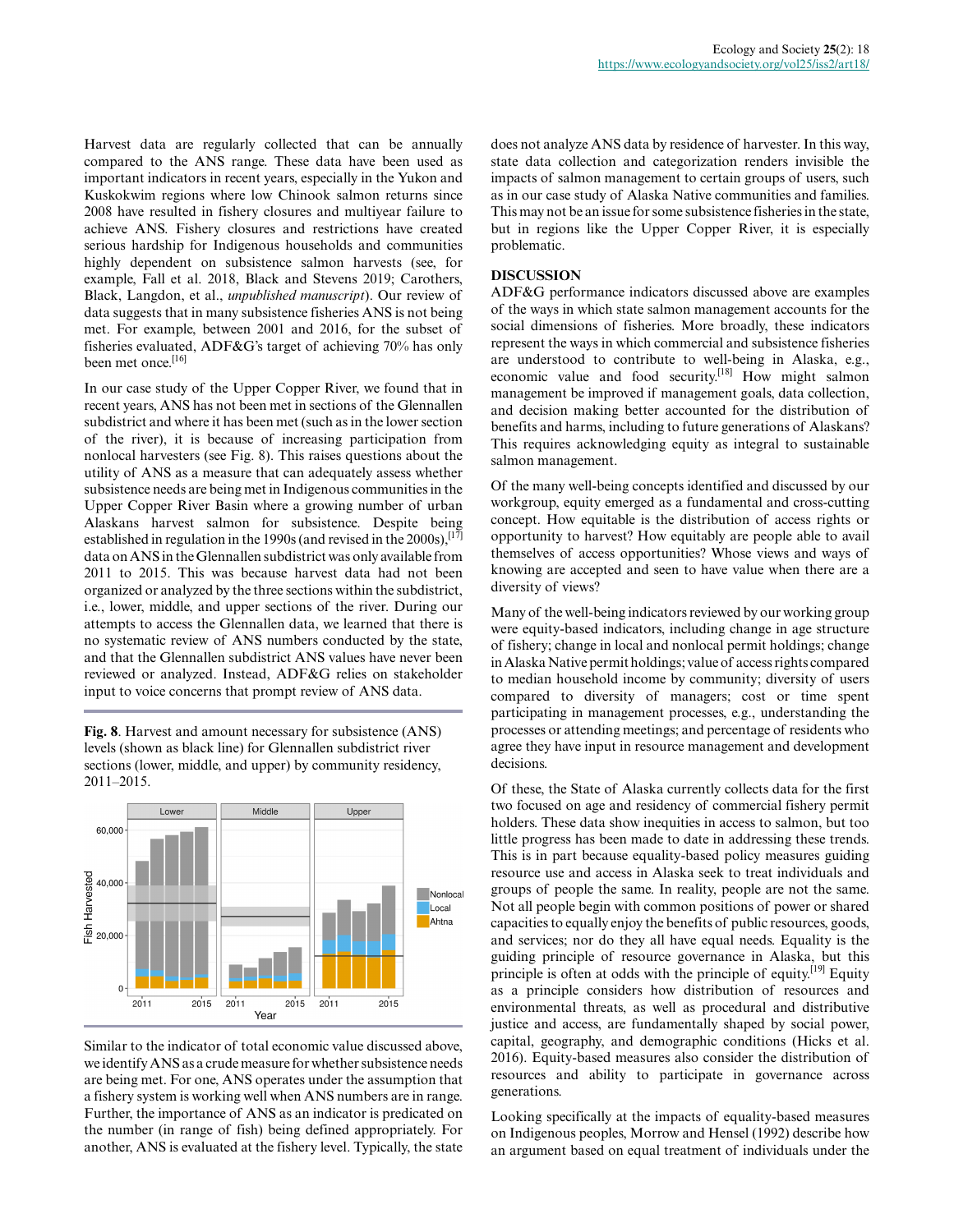Harvest data are regularly collected that can be annually compared to the ANS range. These data have been used as important indicators in recent years, especially in the Yukon and Kuskokwim regions where low Chinook salmon returns since 2008 have resulted in fishery closures and multiyear failure to achieve ANS. Fishery closures and restrictions have created serious hardship for Indigenous households and communities highly dependent on subsistence salmon harvests (see, for example, Fall et al. 2018, Black and Stevens 2019; Carothers, Black, Langdon, et al., *unpublished manuscript*). Our review of data suggests that in many subsistence fisheries ANS is not being met. For example, between 2001 and 2016, for the subset of fisheries evaluated, ADF&G's target of achieving 70% has only been met once.[16]

In our case study of the Upper Copper River, we found that in recent years, ANS has not been met in sections of the Glennallen subdistrict and where it has been met (such as in the lower section of the river), it is because of increasing participation from nonlocal harvesters (see Fig. 8). This raises questions about the utility of ANS as a measure that can adequately assess whether subsistence needs are being met in Indigenous communities in the Upper Copper River Basin where a growing number of urban Alaskans harvest salmon for subsistence. Despite being established in regulation in the 1990s (and revised in the 2000s),[17] data on ANS in the Glennallen subdistrict was only available from 2011 to 2015. This was because harvest data had not been organized or analyzed by the three sections within the subdistrict, i.e., lower, middle, and upper sections of the river. During our attempts to access the Glennallen data, we learned that there is no systematic review of ANS numbers conducted by the state, and that the Glennallen subdistrict ANS values have never been reviewed or analyzed. Instead, ADF&G relies on stakeholder input to voice concerns that prompt review of ANS data.

**Fig. 8**. Harvest and amount necessary for subsistence (ANS) levels (shown as black line) for Glennallen subdistrict river sections (lower, middle, and upper) by community residency, 2011–2015.

Lower
Middle
Upper
60,000
40,000
20,000
0
Fish Harvested
2011
2015
2011
2015
2011
2015
Year
Nonlocal
Local
Ahtna

Similar to the indicator of total economic value discussed above, we identify ANS as a crude measure for whether subsistence needs are being met. For one, ANS operates under the assumption that a fishery system is working well when ANS numbers are in range. Further, the importance of ANS as an indicator is predicated on the number (in range of fish) being defined appropriately. For another, ANS is evaluated at the fishery level. Typically, the state does not analyze ANS data by residence of harvester. In this way, state data collection and categorization renders invisible the impacts of salmon management to certain groups of users, such as in our case study of Alaska Native communities and families. This may not be an issue for some subsistence fisheries in the state, but in regions like the Upper Copper River, it is especially problematic.

## DISCUSSION

ADF&G performance indicators discussed above are examples of the ways in which state salmon management accounts for the social dimensions of fisheries. More broadly, these indicators represent the ways in which commercial and subsistence fisheries are understood to contribute to well-being in Alaska, e.g., economic value and food security.[18] How might salmon management be improved if management goals, data collection, and decision making better accounted for the distribution of benefits and harms, including to future generations of Alaskans? This requires acknowledging equity as integral to sustainable salmon management.

Of the many well-being concepts identified and discussed by our workgroup, equity emerged as a fundamental and cross-cutting concept. How equitable is the distribution of access rights or opportunity to harvest? How equitably are people able to avail themselves of access opportunities? Whose views and ways of knowing are accepted and seen to have value when there are a diversity of views?

Many of the well-being indicators reviewed by our working group were equity-based indicators, including change in age structure of fishery; change in local and nonlocal permit holdings; change in Alaska Native permit holdings; value of access rights compared to median household income by community; diversity of users compared to diversity of managers; cost or time spent participating in management processes, e.g., understanding the processes or attending meetings; and percentage of residents who agree they have input in resource management and development decisions.

Of these, the State of Alaska currently collects data for the first two focused on age and residency of commercial fishery permit holders. These data show inequities in access to salmon, but too little progress has been made to date in addressing these trends. This is in part because equality-based policy measures guiding resource use and access in Alaska seek to treat individuals and groups of people the same. In reality, people are not the same. Not all people begin with common positions of power or shared capacities to equally enjoy the benefits of public resources, goods, and services; nor do they all have equal needs. Equality is the guiding principle of resource governance in Alaska, but this principle is often at odds with the principle of equity.[19] Equity as a principle considers how distribution of resources and environmental threats, as well as procedural and distributive justice and access, are fundamentally shaped by social power, capital, geography, and demographic conditions (Hicks et al. 2016). Equity-based measures also consider the distribution of resources and ability to participate in governance across generations.

Looking specifically at the impacts of equality-based measures on Indigenous peoples, Morrow and Hensel (1992) describe how an argument based on equal treatment of individuals under the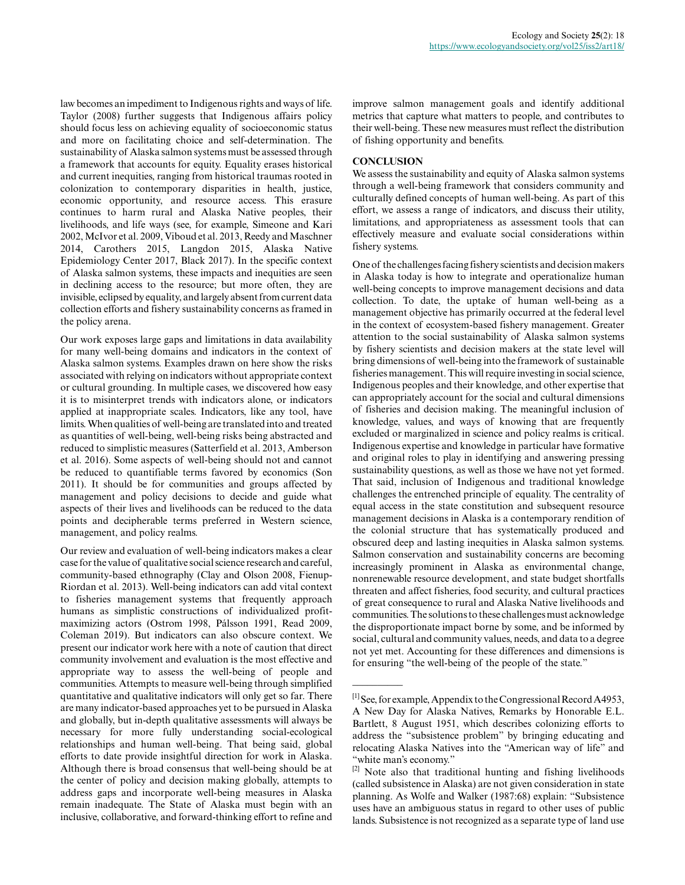law becomes an impediment to Indigenous rights and ways of life. Taylor (2008) further suggests that Indigenous affairs policy should focus less on achieving equality of socioeconomic status and more on facilitating choice and self-determination. The sustainability of Alaska salmon systems must be assessed through a framework that accounts for equity. Equality erases historical and current inequities, ranging from historical traumas rooted in colonization to contemporary disparities in health, justice, economic opportunity, and resource access. This erasure continues to harm rural and Alaska Native peoples, their livelihoods, and life ways (see, for example, Simeone and Kari 2002, McIvor et al. 2009, Viboud et al. 2013, Reedy and Maschner 2014, Carothers 2015, Langdon 2015, Alaska Native Epidemiology Center 2017, Black 2017). In the specific context of Alaska salmon systems, these impacts and inequities are seen in declining access to the resource; but more often, they are invisible, eclipsed by equality, and largely absent from current data collection efforts and fishery sustainability concerns as framed in the policy arena.

Our work exposes large gaps and limitations in data availability for many well-being domains and indicators in the context of Alaska salmon systems. Examples drawn on here show the risks associated with relying on indicators without appropriate context or cultural grounding. In multiple cases, we discovered how easy it is to misinterpret trends with indicators alone, or indicators applied at inappropriate scales. Indicators, like any tool, have limits. When qualities of well-being are translated into and treated as quantities of well-being, well-being risks being abstracted and reduced to simplistic measures (Satterfield et al. 2013, Amberson et al. 2016). Some aspects of well-being should not and cannot be reduced to quantifiable terms favored by economics (Son 2011). It should be for communities and groups affected by management and policy decisions to decide and guide what aspects of their lives and livelihoods can be reduced to the data points and decipherable terms preferred in Western science, management, and policy realms.

Our review and evaluation of well-being indicators makes a clear case for the value of qualitative social science research and careful, community-based ethnography (Clay and Olson 2008, Fienup-Riordan et al. 2013). Well-being indicators can add vital context to fisheries management systems that frequently approach humans as simplistic constructions of individualized profit-maximizing actors (Ostrom 1998, Pálsson 1991, Read 2009, Coleman 2019). But indicators can also obscure context. We present our indicator work here with a note of caution that direct community involvement and evaluation is the most effective and appropriate way to assess the well-being of people and communities. Attempts to measure well-being through simplified quantitative and qualitative indicators will only get so far. There are many indicator-based approaches yet to be pursued in Alaska and globally, but in-depth qualitative assessments will always be necessary for more fully understanding social-ecological relationships and human well-being. That being said, global efforts to date provide insightful direction for work in Alaska. Although there is broad consensus that well-being should be at the center of policy and decision making globally, attempts to address gaps and incorporate well-being measures in Alaska remain inadequate. The State of Alaska must begin with an inclusive, collaborative, and forward-thinking effort to refine and improve salmon management goals and identify additional metrics that capture what matters to people, and contributes to their well-being. These new measures must reflect the distribution of fishing opportunity and benefits.

## CONCLUSION

We assess the sustainability and equity of Alaska salmon systems through a well-being framework that considers community and culturally defined concepts of human well-being. As part of this effort, we assess a range of indicators, and discuss their utility, limitations, and appropriateness as assessment tools that can effectively measure and evaluate social considerations within fishery systems.

One of the challenges facing fishery scientists and decision makers in Alaska today is how to integrate and operationalize human well-being concepts to improve management decisions and data collection. To date, the uptake of human well-being as a management objective has primarily occurred at the federal level in the context of ecosystem-based fishery management. Greater attention to the social sustainability of Alaska salmon systems by fishery scientists and decision makers at the state level will bring dimensions of well-being into the framework of sustainable fisheries management. This will require investing in social science, Indigenous peoples and their knowledge, and other expertise that can appropriately account for the social and cultural dimensions of fisheries and decision making. The meaningful inclusion of knowledge, values, and ways of knowing that are frequently excluded or marginalized in science and policy realms is critical. Indigenous expertise and knowledge in particular have formative and original roles to play in identifying and answering pressing sustainability questions, as well as those we have not yet formed. That said, inclusion of Indigenous and traditional knowledge challenges the entrenched principle of equality. The centrality of equal access in the state constitution and subsequent resource management decisions in Alaska is a contemporary rendition of the colonial structure that has systematically produced and obscured deep and lasting inequities in Alaska salmon systems. Salmon conservation and sustainability concerns are becoming increasingly prominent in Alaska as environmental change, nonrenewable resource development, and state budget shortfalls threaten and affect fisheries, food security, and cultural practices of great consequence to rural and Alaska Native livelihoods and communities. The solutions to these challenges must acknowledge the disproportionate impact borne by some, and be informed by social, cultural and community values, needs, and data to a degree not yet met. Accounting for these differences and dimensions is for ensuring "the well-being of the people of the state."

---

[1] See, for example, Appendix to the Congressional Record A4953, A New Day for Alaska Natives, Remarks by Honorable E.L. Bartlett, 8 August 1951, which describes colonizing efforts to address the "subsistence problem" by bringing educating and relocating Alaska Natives into the "American way of life" and "white man's economy."

[2] Note also that traditional hunting and fishing livelihoods (called subsistence in Alaska) are not given consideration in state planning. As Wolfe and Walker (1987:68) explain: "Subsistence uses have an ambiguous status in regard to other uses of public lands. Subsistence is not recognized as a separate type of land use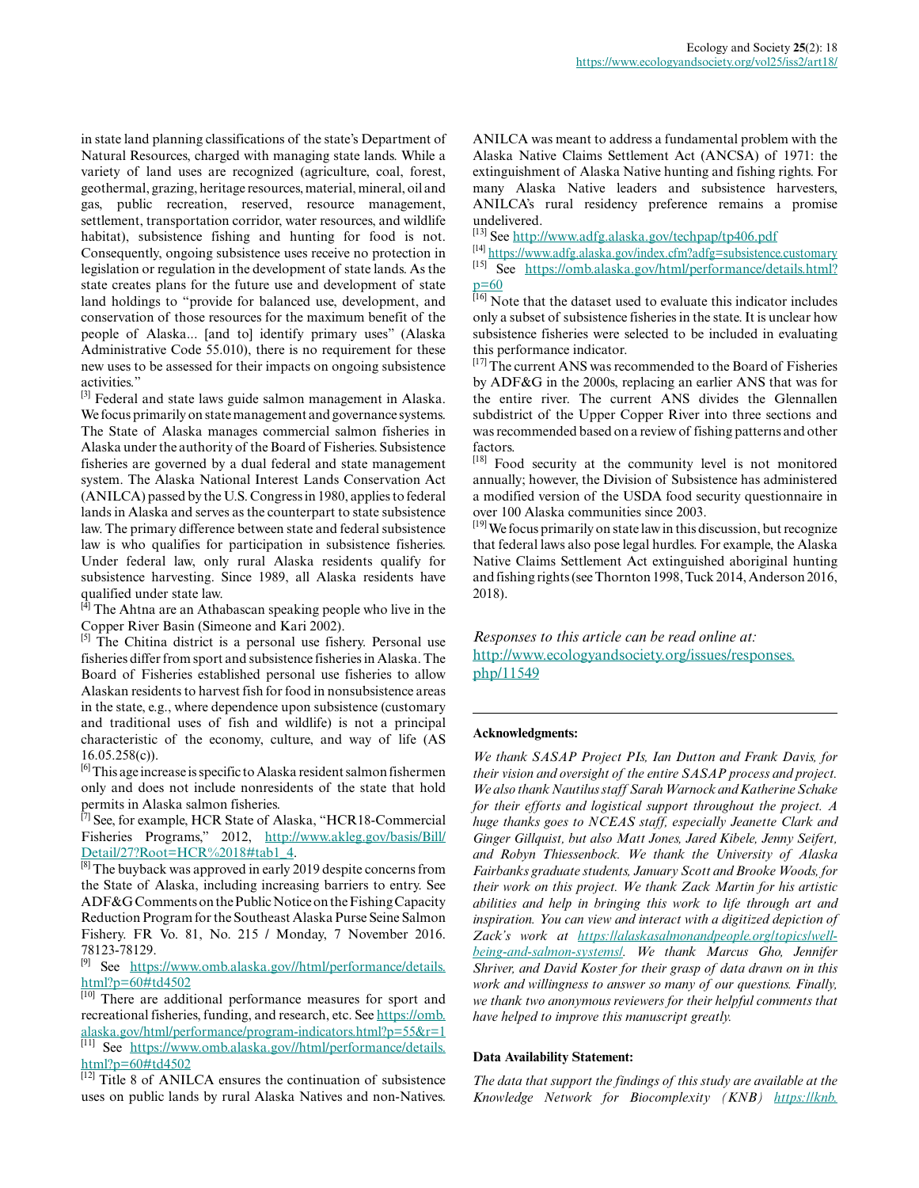in state land planning classifications of the state's Department of Natural Resources, charged with managing state lands. While a variety of land uses are recognized (agriculture, coal, forest, geothermal, grazing, heritage resources, material, mineral, oil and gas, public recreation, reserved, resource management, settlement, transportation corridor, water resources, and wildlife habitat), subsistence fishing and hunting for food is not. Consequently, ongoing subsistence uses receive no protection in legislation or regulation in the development of state lands. As the state creates plans for the future use and development of state land holdings to "provide for balanced use, development, and conservation of those resources for the maximum benefit of the people of Alaska... [and to] identify primary uses" (Alaska Administrative Code 55.010), there is no requirement for these new uses to be assessed for their impacts on ongoing subsistence activities."

[3] Federal and state laws guide salmon management in Alaska. We focus primarily on state management and governance systems. The State of Alaska manages commercial salmon fisheries in Alaska under the authority of the Board of Fisheries. Subsistence fisheries are governed by a dual federal and state management system. The Alaska National Interest Lands Conservation Act (ANILCA) passed by the U.S. Congress in 1980, applies to federal lands in Alaska and serves as the counterpart to state subsistence law. The primary difference between state and federal subsistence law is who qualifies for participation in subsistence fisheries. Under federal law, only rural Alaska residents qualify for subsistence harvesting. Since 1989, all Alaska residents have qualified under state law.

[4] The Ahtna are an Athabascan speaking people who live in the Copper River Basin (Simeone and Kari 2002).

[5] The Chitina district is a personal use fishery. Personal use fisheries differ from sport and subsistence fisheries in Alaska. The Board of Fisheries established personal use fisheries to allow Alaskan residents to harvest fish for food in nonsubsistence areas in the state, e.g., where dependence upon subsistence (customary and traditional uses of fish and wildlife) is not a principal characteristic of the economy, culture, and way of life (AS 16.05.258(c)).

[6] This age increase is specific to Alaska resident salmon fishermen only and does not include nonresidents of the state that hold permits in Alaska salmon fisheries.

[7] See, for example, HCR State of Alaska, "HCR18-Commercial Fisheries Programs," 2012, http://www.akleg.gov/basis/Bill/Detail/27?Root=HCR%2018#tab1_4.

[8] The buyback was approved in early 2019 despite concerns from the State of Alaska, including increasing barriers to entry. See ADF&G Comments on the Public Notice on the Fishing Capacity Reduction Program for the Southeast Alaska Purse Seine Salmon Fishery. FR Vo. 81, No. 215 / Monday, 7 November 2016. 78123-78129.

[9] See https://www.omb.alaska.gov//html/performance/details.html?p=60#td4502

[10] There are additional performance measures for sport and recreational fisheries, funding, and research, etc. See https://omb.alaska.gov/html/performance/program-indicators.html?p=55&r=1

[11] See https://www.omb.alaska.gov//html/performance/details.html?p=60#td4502

[12] Title 8 of ANILCA ensures the continuation of subsistence uses on public lands by rural Alaska Natives and non-Natives. ANILCA was meant to address a fundamental problem with the Alaska Native Claims Settlement Act (ANCSA) of 1971: the extinguishment of Alaska Native hunting and fishing rights. For many Alaska Native leaders and subsistence harvesters, ANILCA's rural residency preference remains a promise undelivered.

[13] See http://www.adfg.alaska.gov/techpap/tp406.pdf

[14] https://www.adfg.alaska.gov/index.cfm?adfg=subsistence.customary

[15] See https://omb.alaska.gov/html/performance/details.html?p=60

[16] Note that the dataset used to evaluate this indicator includes only a subset of subsistence fisheries in the state. It is unclear how subsistence fisheries were selected to be included in evaluating this performance indicator.

[17] The current ANS was recommended to the Board of Fisheries by ADF&G in the 2000s, replacing an earlier ANS that was for the entire river. The current ANS divides the Glennallen subdistrict of the Upper Copper River into three sections and was recommended based on a review of fishing patterns and other factors.

[18] Food security at the community level is not monitored annually; however, the Division of Subsistence has administered a modified version of the USDA food security questionnaire in over 100 Alaska communities since 2003.

[19] We focus primarily on state law in this discussion, but recognize that federal laws also pose legal hurdles. For example, the Alaska Native Claims Settlement Act extinguished aboriginal hunting and fishing rights (see Thornton 1998, Tuck 2014, Anderson 2016, 2018).

*Responses to this article can be read online at:* http://www.ecologyandsociety.org/issues/responses.php/11549

---

**Acknowledgments:**

*We thank SASAP Project PIs, Ian Dutton and Frank Davis, for their vision and oversight of the entire SASAP process and project. We also thank Nautilus staff Sarah Warnock and Katherine Schake for their efforts and logistical support throughout the project. A huge thanks goes to NCEAS staff, especially Jeanette Clark and Ginger Gillquist, but also Matt Jones, Jared Kibele, Jenny Seifert, and Robyn Thiessenbock. We thank the University of Alaska Fairbanks graduate students, January Scott and Brooke Woods, for their work on this project. We thank Zack Martin for his artistic abilities and help in bringing this work to life through art and inspiration. You can view and interact with a digitized depiction of Zack's work at https://alaskasalmonandpeople.org/topics/well-being-and-salmon-systems/. We thank Marcus Gho, Jennifer Shriver, and David Koster for their grasp of data drawn on in this work and willingness to answer so many of our questions. Finally, we thank two anonymous reviewers for their helpful comments that have helped to improve this manuscript greatly.*

**Data Availability Statement:**

*The data that support the findings of this study are available at the Knowledge Network for Biocomplexity (KNB) https://knb.*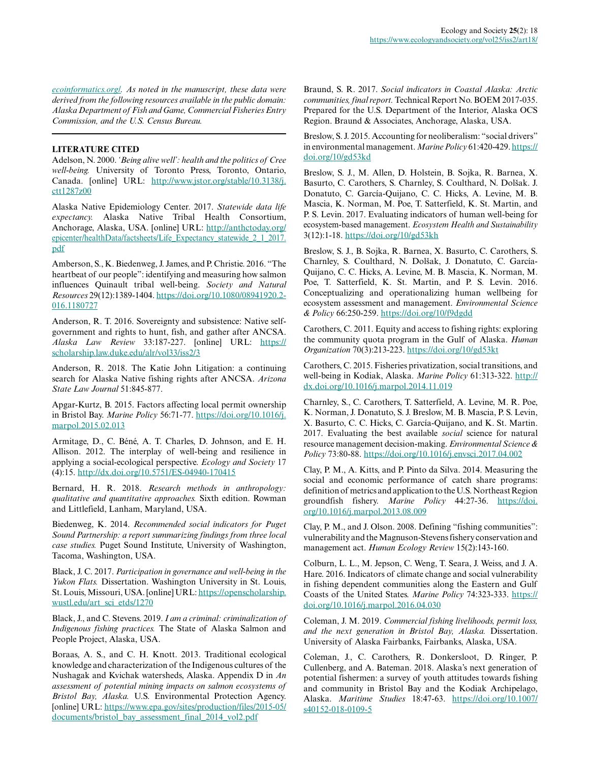*ecoinformatics.org/. As noted in the manuscript, these data were derived from the following resources available in the public domain: Alaska Department of Fish and Game, Commercial Fisheries Entry Commission, and the U.S. Census Bureau.*

## LITERATURE CITED

Adelson, N. 2000. *'Being alive well': health and the politics of Cree well-being.* University of Toronto Press, Toronto, Ontario, Canada. [online] URL: http://www.jstor.org/stable/10.3138/j.ctt1287z00

Alaska Native Epidemiology Center. 2017. *Statewide data life expectancy.* Alaska Native Tribal Health Consortium, Anchorage, Alaska, USA. [online] URL: http://anthctoday.org/epicenter/healthData/factsheets/Life_Expectancy_statewide_2_1_2017.pdf

Amberson, S., K. Biedenweg, J. James, and P. Christie. 2016. "The heartbeat of our people": identifying and measuring how salmon influences Quinault tribal well-being. *Society and Natural Resources* 29(12):1389-1404. https://doi.org/10.1080/08941920.2016.1180727

Anderson, R. T. 2016. Sovereignty and subsistence: Native self-government and rights to hunt, fish, and gather after ANCSA. *Alaska Law Review* 33:187-227. [online] URL: https://scholarship.law.duke.edu/alr/vol33/iss2/3

Anderson, R. 2018. The Katie John Litigation: a continuing search for Alaska Native fishing rights after ANCSA. *Arizona State Law Journal* 51:845-877.

Apgar-Kurtz, B. 2015. Factors affecting local permit ownership in Bristol Bay. *Marine Policy* 56:71-77. https://doi.org/10.1016/j.marpol.2015.02.013

Armitage, D., C. Béné, A. T. Charles, D. Johnson, and E. H. Allison. 2012. The interplay of well-being and resilience in applying a social-ecological perspective. *Ecology and Society* 17(4):15. http://dx.doi.org/10.5751/ES-04940-170415

Bernard, H. R. 2018. *Research methods in anthropology: qualitative and quantitative approaches.* Sixth edition. Rowman and Littlefield, Lanham, Maryland, USA.

Biedenweg, K. 2014. *Recommended social indicators for Puget Sound Partnership: a report summarizing findings from three local case studies.* Puget Sound Institute, University of Washington, Tacoma, Washington, USA.

Black, J. C. 2017. *Participation in governance and well-being in the Yukon Flats.* Dissertation. Washington University in St. Louis, St. Louis, Missouri, USA. [online] URL: https://openscholarship.wustl.edu/art_sci_etds/1270

Black, J., and C. Stevens. 2019. *I am a criminal: criminalization of Indigenous fishing practices.* The State of Alaska Salmon and People Project, Alaska, USA.

Boraas, A. S., and C. H. Knott. 2013. Traditional ecological knowledge and characterization of the Indigenous cultures of the Nushagak and Kvichak watersheds, Alaska. Appendix D in *An assessment of potential mining impacts on salmon ecosystems of Bristol Bay, Alaska.* U.S. Environmental Protection Agency. [online] URL: https://www.epa.gov/sites/production/files/2015-05/documents/bristol_bay_assessment_final_2014_vol2.pdf

Braund, S. R. 2017. *Social indicators in Coastal Alaska: Arctic communities, final report.* Technical Report No. BOEM 2017-035. Prepared for the U.S. Department of the Interior, Alaska OCS Region. Braund & Associates, Anchorage, Alaska, USA.

Breslow, S. J. 2015. Accounting for neoliberalism: "social drivers" in environmental management. *Marine Policy* 61:420-429. https://doi.org/10/gd53kd

Breslow, S. J., M. Allen, D. Holstein, B. Sojka, R. Barnea, X. Basurto, C. Carothers, S. Charnley, S. Coulthard, N. Dolšak. J. Donatuto, C. García-Quijano, C. C. Hicks, A. Levine, M. B. Mascia, K. Norman, M. Poe, T. Satterfield, K. St. Martin, and P. S. Levin. 2017. Evaluating indicators of human well-being for ecosystem-based management. *Ecosystem Health and Sustainability* 3(12):1-18. https://doi.org/10/gd53kh

Breslow, S. J., B. Sojka, R. Barnea, X. Basurto, C. Carothers, S. Charnley, S. Coulthard, N. Dolšak, J. Donatuto, C. García-Quijano, C. C. Hicks, A. Levine, M. B. Mascia, K. Norman, M. Poe, T. Satterfield, K. St. Martin, and P. S. Levin. 2016. Conceptualizing and operationalizing human wellbeing for ecosystem assessment and management. *Environmental Science & Policy* 66:250-259. https://doi.org/10/f9dgdd

Carothers, C. 2011. Equity and access to fishing rights: exploring the community quota program in the Gulf of Alaska. *Human Organization* 70(3):213-223. https://doi.org/10/gd53kt

Carothers, C. 2015. Fisheries privatization, social transitions, and well-being in Kodiak, Alaska. *Marine Policy* 61:313-322. http://dx.doi.org/10.1016/j.marpol.2014.11.019

Charnley, S., C. Carothers, T. Satterfield, A. Levine, M. R. Poe, K. Norman, J. Donatuto, S. J. Breslow, M. B. Mascia, P. S. Levin, X. Basurto, C. C. Hicks, C. García-Quijano, and K. St. Martin. 2017. Evaluating the best available *social* science for natural resource management decision-making. *Environmental Science & Policy* 73:80-88. https://doi.org/10.1016/j.envsci.2017.04.002

Clay, P. M., A. Kitts, and P. Pinto da Silva. 2014. Measuring the social and economic performance of catch share programs: definition of metrics and application to the U.S. Northeast Region groundfish fishery. *Marine Policy* 44:27-36. https://doi.org/10.1016/j.marpol.2013.08.009

Clay, P. M., and J. Olson. 2008. Defining "fishing communities": vulnerability and the Magnuson-Stevens fishery conservation and management act. *Human Ecology Review* 15(2):143-160.

Colburn, L. L., M. Jepson, C. Weng, T. Seara, J. Weiss, and J. A. Hare. 2016. Indicators of climate change and social vulnerability in fishing dependent communities along the Eastern and Gulf Coasts of the United States. *Marine Policy* 74:323-333. https://doi.org/10.1016/j.marpol.2016.04.030

Coleman, J. M. 2019. *Commercial fishing livelihoods, permit loss, and the next generation in Bristol Bay, Alaska.* Dissertation. University of Alaska Fairbanks, Fairbanks, Alaska, USA.

Coleman, J., C. Carothers, R. Donkersloot, D. Ringer, P. Cullenberg, and A. Bateman. 2018. Alaska's next generation of potential fishermen: a survey of youth attitudes towards fishing and community in Bristol Bay and the Kodiak Archipelago, Alaska. *Maritime Studies* 18:47-63. https://doi.org/10.1007/s40152-018-0109-5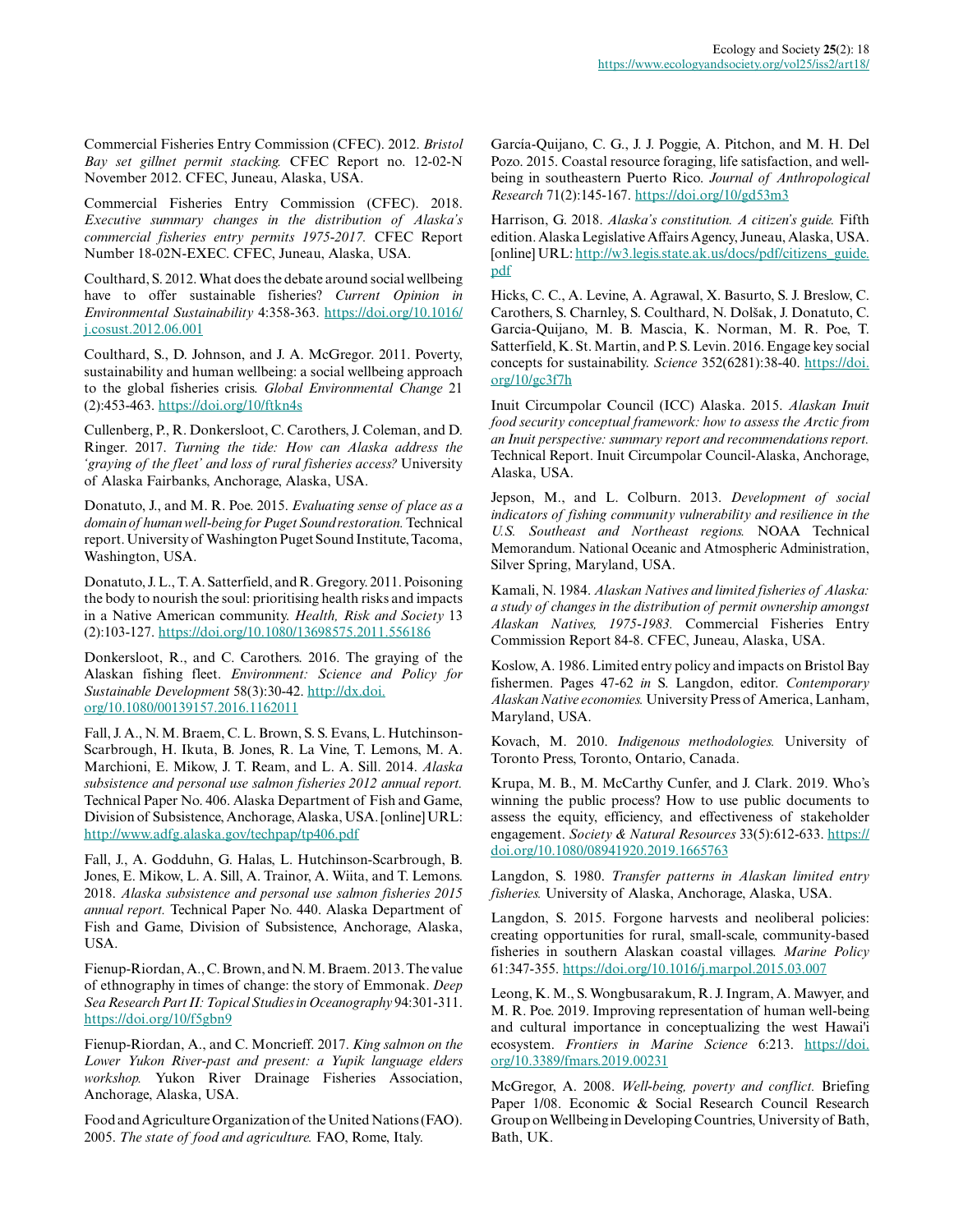Commercial Fisheries Entry Commission (CFEC). 2012. *Bristol Bay set gillnet permit stacking.* CFEC Report no. 12-02-N November 2012. CFEC, Juneau, Alaska, USA.

Commercial Fisheries Entry Commission (CFEC). 2018. *Executive summary changes in the distribution of Alaska's commercial fisheries entry permits 1975-2017.* CFEC Report Number 18-02N-EXEC. CFEC, Juneau, Alaska, USA.

Coulthard, S. 2012. What does the debate around social wellbeing have to offer sustainable fisheries? *Current Opinion in Environmental Sustainability* 4:358-363. https://doi.org/10.1016/j.cosust.2012.06.001

Coulthard, S., D. Johnson, and J. A. McGregor. 2011. Poverty, sustainability and human wellbeing: a social wellbeing approach to the global fisheries crisis. *Global Environmental Change* 21 (2):453-463. https://doi.org/10/ftkn4s

Cullenberg, P., R. Donkersloot, C. Carothers, J. Coleman, and D. Ringer. 2017. *Turning the tide: How can Alaska address the 'graying of the fleet' and loss of rural fisheries access?* University of Alaska Fairbanks, Anchorage, Alaska, USA.

Donatuto, J., and M. R. Poe. 2015. *Evaluating sense of place as a domain of human well-being for Puget Sound restoration.* Technical report. University of Washington Puget Sound Institute, Tacoma, Washington, USA.

Donatuto, J. L., T. A. Satterfield, and R. Gregory. 2011. Poisoning the body to nourish the soul: prioritising health risks and impacts in a Native American community. *Health, Risk and Society* 13 (2):103-127. https://doi.org/10.1080/13698575.2011.556186

Donkersloot, R., and C. Carothers. 2016. The graying of the Alaskan fishing fleet. *Environment: Science and Policy for Sustainable Development* 58(3):30-42. http://dx.doi.org/10.1080/00139157.2016.1162011

Fall, J. A., N. M. Braem, C. L. Brown, S. S. Evans, L. Hutchinson-Scarbrough, H. Ikuta, B. Jones, R. La Vine, T. Lemons, M. A. Marchioni, E. Mikow, J. T. Ream, and L. A. Sill. 2014. *Alaska subsistence and personal use salmon fisheries 2012 annual report.* Technical Paper No. 406. Alaska Department of Fish and Game, Division of Subsistence, Anchorage, Alaska, USA. [online] URL: http://www.adfg.alaska.gov/techpap/tp406.pdf

Fall, J., A. Godduhn, G. Halas, L. Hutchinson-Scarbrough, B. Jones, E. Mikow, L. A. Sill, A. Trainor, A. Wiita, and T. Lemons. 2018. *Alaska subsistence and personal use salmon fisheries 2015 annual report.* Technical Paper No. 440. Alaska Department of Fish and Game, Division of Subsistence, Anchorage, Alaska, USA.

Fienup-Riordan, A., C. Brown, and N. M. Braem. 2013. The value of ethnography in times of change: the story of Emmonak. *Deep Sea Research Part II: Topical Studies in Oceanography* 94:301-311. https://doi.org/10/f5gbn9

Fienup-Riordan, A., and C. Moncrieff. 2017. *King salmon on the Lower Yukon River-past and present: a Yupik language elders workshop.* Yukon River Drainage Fisheries Association, Anchorage, Alaska, USA.

Food and Agriculture Organization of the United Nations (FAO). 2005. *The state of food and agriculture.* FAO, Rome, Italy.

García-Quijano, C. G., J. J. Poggie, A. Pitchon, and M. H. Del Pozo. 2015. Coastal resource foraging, life satisfaction, and well-being in southeastern Puerto Rico. *Journal of Anthropological Research* 71(2):145-167. https://doi.org/10/gd53m3

Harrison, G. 2018. *Alaska's constitution. A citizen's guide.* Fifth edition. Alaska Legislative Affairs Agency, Juneau, Alaska, USA. [online] URL: http://w3.legis.state.ak.us/docs/pdf/citizens_guide.pdf

Hicks, C. C., A. Levine, A. Agrawal, X. Basurto, S. J. Breslow, C. Carothers, S. Charnley, S. Coulthard, N. Dolšak, J. Donatuto, C. Garcia-Quijano, M. B. Mascia, K. Norman, M. R. Poe, T. Satterfield, K. St. Martin, and P. S. Levin. 2016. Engage key social concepts for sustainability. *Science* 352(6281):38-40. https://doi.org/10/gc3f7h

Inuit Circumpolar Council (ICC) Alaska. 2015. *Alaskan Inuit food security conceptual framework: how to assess the Arctic from an Inuit perspective: summary report and recommendations report.* Technical Report. Inuit Circumpolar Council-Alaska, Anchorage, Alaska, USA.

Jepson, M., and L. Colburn. 2013. *Development of social indicators of fishing community vulnerability and resilience in the U.S. Southeast and Northeast regions.* NOAA Technical Memorandum. National Oceanic and Atmospheric Administration, Silver Spring, Maryland, USA.

Kamali, N. 1984. *Alaskan Natives and limited fisheries of Alaska: a study of changes in the distribution of permit ownership amongst Alaskan Natives, 1975-1983.* Commercial Fisheries Entry Commission Report 84-8. CFEC, Juneau, Alaska, USA.

Koslow, A. 1986. Limited entry policy and impacts on Bristol Bay fishermen. Pages 47-62 *in* S. Langdon, editor. *Contemporary Alaskan Native economies.* University Press of America, Lanham, Maryland, USA.

Kovach, M. 2010. *Indigenous methodologies.* University of Toronto Press, Toronto, Ontario, Canada.

Krupa, M. B., M. McCarthy Cunfer, and J. Clark. 2019. Who's winning the public process? How to use public documents to assess the equity, efficiency, and effectiveness of stakeholder engagement. *Society & Natural Resources* 33(5):612-633. https://doi.org/10.1080/08941920.2019.1665763

Langdon, S. 1980. *Transfer patterns in Alaskan limited entry fisheries.* University of Alaska, Anchorage, Alaska, USA.

Langdon, S. 2015. Forgone harvests and neoliberal policies: creating opportunities for rural, small-scale, community-based fisheries in southern Alaskan coastal villages. *Marine Policy* 61:347-355. https://doi.org/10.1016/j.marpol.2015.03.007

Leong, K. M., S. Wongbusarakum, R. J. Ingram, A. Mawyer, and M. R. Poe. 2019. Improving representation of human well-being and cultural importance in conceptualizing the west Hawai'i ecosystem. *Frontiers in Marine Science* 6:213. https://doi.org/10.3389/fmars.2019.00231

McGregor, A. 2008. *Well-being, poverty and conflict.* Briefing Paper 1/08. Economic & Social Research Council Research Group on Wellbeing in Developing Countries, University of Bath, Bath, UK.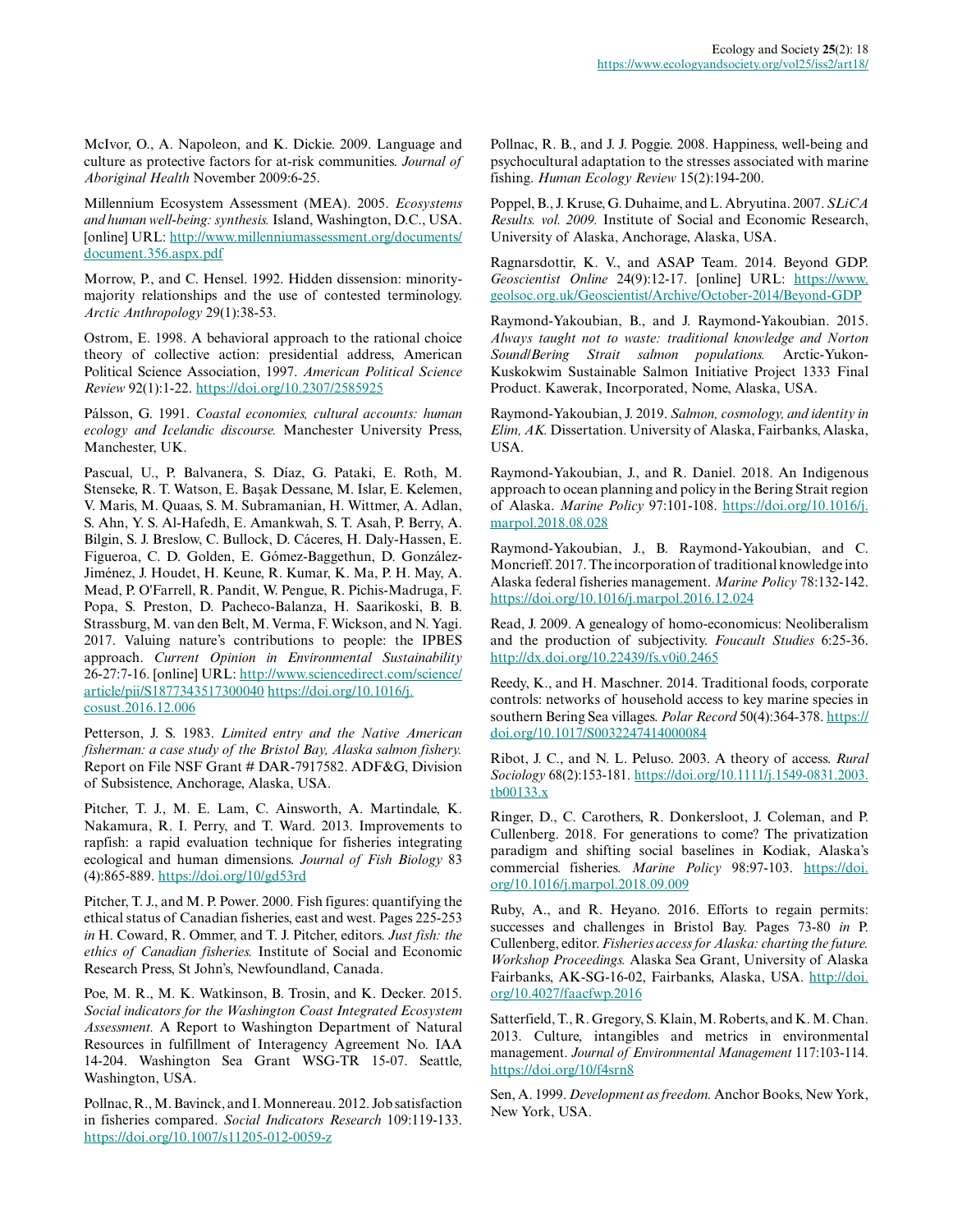McIvor, O., A. Napoleon, and K. Dickie. 2009. Language and culture as protective factors for at-risk communities. *Journal of Aboriginal Health* November 2009:6-25.

Millennium Ecosystem Assessment (MEA). 2005. *Ecosystems and human well-being: synthesis.* Island, Washington, D.C., USA. [online] URL: http://www.millenniumassessment.org/documents/document.356.aspx.pdf

Morrow, P., and C. Hensel. 1992. Hidden dissension: minority-majority relationships and the use of contested terminology. *Arctic Anthropology* 29(1):38-53.

Ostrom, E. 1998. A behavioral approach to the rational choice theory of collective action: presidential address, American Political Science Association, 1997. *American Political Science Review* 92(1):1-22. https://doi.org/10.2307/2585925

Pálsson, G. 1991. *Coastal economies, cultural accounts: human ecology and Icelandic discourse.* Manchester University Press, Manchester, UK.

Pascual, U., P. Balvanera, S. Díaz, G. Pataki, E. Roth, M. Stenseke, R. T. Watson, E. Başak Dessane, M. Islar, E. Kelemen, V. Maris, M. Quaas, S. M. Subramanian, H. Wittmer, A. Adlan, S. Ahn, Y. S. Al-Hafedh, E. Amankwah, S. T. Asah, P. Berry, A. Bilgin, S. J. Breslow, C. Bullock, D. Cáceres, H. Daly-Hassen, E. Figueroa, C. D. Golden, E. Gómez-Baggethun, D. González-Jiménez, J. Houdet, H. Keune, R. Kumar, K. Ma, P. H. May, A. Mead, P. O'Farrell, R. Pandit, W. Pengue, R. Pichis-Madruga, F. Popa, S. Preston, D. Pacheco-Balanza, H. Saarikoski, B. B. Strassburg, M. van den Belt, M. Verma, F. Wickson, and N. Yagi. 2017. Valuing nature's contributions to people: the IPBES approach. *Current Opinion in Environmental Sustainability* 26-27:7-16. [online] URL: http://www.sciencedirect.com/science/article/pii/S1877343517300040 https://doi.org/10.1016/j.cosust.2016.12.006

Petterson, J. S. 1983. *Limited entry and the Native American fisherman: a case study of the Bristol Bay, Alaska salmon fishery.* Report on File NSF Grant # DAR-7917582. ADF&G, Division of Subsistence, Anchorage, Alaska, USA.

Pitcher, T. J., M. E. Lam, C. Ainsworth, A. Martindale, K. Nakamura, R. I. Perry, and T. Ward. 2013. Improvements to rapfish: a rapid evaluation technique for fisheries integrating ecological and human dimensions. *Journal of Fish Biology* 83 (4):865-889. https://doi.org/10/gd53rd

Pitcher, T. J., and M. P. Power. 2000. Fish figures: quantifying the ethical status of Canadian fisheries, east and west. Pages 225-253 *in* H. Coward, R. Ommer, and T. J. Pitcher, editors. *Just fish: the ethics of Canadian fisheries.* Institute of Social and Economic Research Press, St John's, Newfoundland, Canada.

Poe, M. R., M. K. Watkinson, B. Trosin, and K. Decker. 2015. *Social indicators for the Washington Coast Integrated Ecosystem Assessment.* A Report to Washington Department of Natural Resources in fulfillment of Interagency Agreement No. IAA 14-204. Washington Sea Grant WSG-TR 15-07. Seattle, Washington, USA.

Pollnac, R., M. Bavinck, and I. Monnereau. 2012. Job satisfaction in fisheries compared. *Social Indicators Research* 109:119-133. https://doi.org/10.1007/s11205-012-0059-z

Pollnac, R. B., and J. J. Poggie. 2008. Happiness, well-being and psychocultural adaptation to the stresses associated with marine fishing. *Human Ecology Review* 15(2):194-200.

Poppel, B., J. Kruse, G. Duhaime, and L. Abryutina. 2007. *SLiCA Results. vol. 2009.* Institute of Social and Economic Research, University of Alaska, Anchorage, Alaska, USA.

Ragnarsdottir, K. V., and ASAP Team. 2014. Beyond GDP. *Geoscientist Online* 24(9):12-17. [online] URL: https://www.geolsoc.org.uk/Geoscientist/Archive/October-2014/Beyond-GDP

Raymond-Yakoubian, B., and J. Raymond-Yakoubian. 2015. *Always taught not to waste: traditional knowledge and Norton Sound/Bering Strait salmon populations.* Arctic-Yukon-Kuskokwim Sustainable Salmon Initiative Project 1333 Final Product. Kawerak, Incorporated, Nome, Alaska, USA.

Raymond-Yakoubian, J. 2019. *Salmon, cosmology, and identity in Elim, AK.* Dissertation. University of Alaska, Fairbanks, Alaska, USA.

Raymond-Yakoubian, J., and R. Daniel. 2018. An Indigenous approach to ocean planning and policy in the Bering Strait region of Alaska. *Marine Policy* 97:101-108. https://doi.org/10.1016/j.marpol.2018.08.028

Raymond-Yakoubian, J., B. Raymond-Yakoubian, and C. Moncrieff. 2017. The incorporation of traditional knowledge into Alaska federal fisheries management. *Marine Policy* 78:132-142. https://doi.org/10.1016/j.marpol.2016.12.024

Read, J. 2009. A genealogy of homo-economicus: Neoliberalism and the production of subjectivity. *Foucault Studies* 6:25-36. http://dx.doi.org/10.22439/fs.v0i0.2465

Reedy, K., and H. Maschner. 2014. Traditional foods, corporate controls: networks of household access to key marine species in southern Bering Sea villages. *Polar Record* 50(4):364-378. https://doi.org/10.1017/S0032247414000084

Ribot, J. C., and N. L. Peluso. 2003. A theory of access. *Rural Sociology* 68(2):153-181. https://doi.org/10.1111/j.1549-0831.2003.tb00133.x

Ringer, D., C. Carothers, R. Donkersloot, J. Coleman, and P. Cullenberg. 2018. For generations to come? The privatization paradigm and shifting social baselines in Kodiak, Alaska's commercial fisheries. *Marine Policy* 98:97-103. https://doi.org/10.1016/j.marpol.2018.09.009

Ruby, A., and R. Heyano. 2016. Efforts to regain permits: successes and challenges in Bristol Bay. Pages 73-80 *in* P. Cullenberg, editor. *Fisheries access for Alaska: charting the future. Workshop Proceedings.* Alaska Sea Grant, University of Alaska Fairbanks, AK-SG-16-02, Fairbanks, Alaska, USA. http://doi.org/10.4027/faacfwp.2016

Satterfield, T., R. Gregory, S. Klain, M. Roberts, and K. M. Chan. 2013. Culture, intangibles and metrics in environmental management. *Journal of Environmental Management* 117:103-114. https://doi.org/10/f4srn8

Sen, A. 1999. *Development as freedom.* Anchor Books, New York, New York, USA.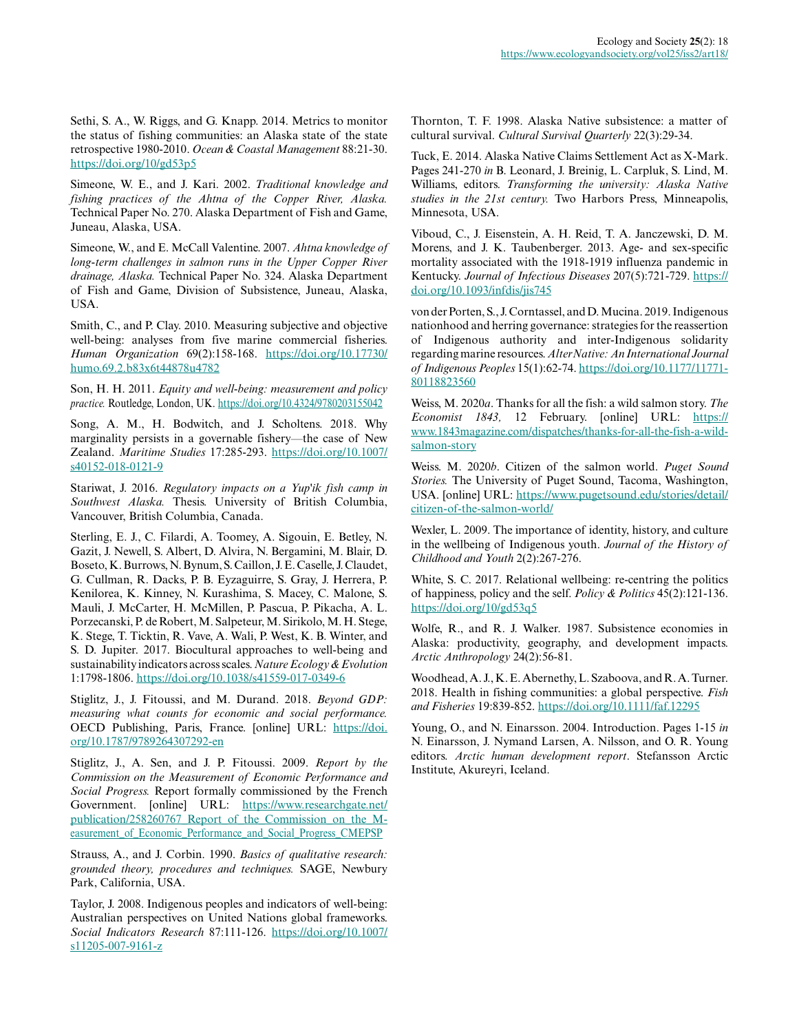Sethi, S. A., W. Riggs, and G. Knapp. 2014. Metrics to monitor the status of fishing communities: an Alaska state of the state retrospective 1980-2010. *Ocean & Coastal Management* 88:21-30. https://doi.org/10/gd53p5

Simeone, W. E., and J. Kari. 2002. *Traditional knowledge and fishing practices of the Ahtna of the Copper River, Alaska.* Technical Paper No. 270. Alaska Department of Fish and Game, Juneau, Alaska, USA.

Simeone, W., and E. McCall Valentine. 2007. *Ahtna knowledge of long-term challenges in salmon runs in the Upper Copper River drainage, Alaska.* Technical Paper No. 324. Alaska Department of Fish and Game, Division of Subsistence, Juneau, Alaska, USA.

Smith, C., and P. Clay. 2010. Measuring subjective and objective well-being: analyses from five marine commercial fisheries. *Human Organization* 69(2):158-168. https://doi.org/10.17730/humo.69.2.b83x6t44878u4782

Son, H. H. 2011. *Equity and well-being: measurement and policy practice.* Routledge, London, UK. https://doi.org/10.4324/9780203155042

Song, A. M., H. Bodwitch, and J. Scholtens. 2018. Why marginality persists in a governable fishery—the case of New Zealand. *Maritime Studies* 17:285-293. https://doi.org/10.1007/s40152-018-0121-9

Stariwat, J. 2016. *Regulatory impacts on a Yup'ik fish camp in Southwest Alaska.* Thesis. University of British Columbia, Vancouver, British Columbia, Canada.

Sterling, E. J., C. Filardi, A. Toomey, A. Sigouin, E. Betley, N. Gazit, J. Newell, S. Albert, D. Alvira, N. Bergamini, M. Blair, D. Boseto, K. Burrows, N. Bynum, S. Caillon, J. E. Caselle, J. Claudet, G. Cullman, R. Dacks, P. B. Eyzaguirre, S. Gray, J. Herrera, P. Kenilorea, K. Kinney, N. Kurashima, S. Macey, C. Malone, S. Mauli, J. McCarter, H. McMillen, P. Pascua, P. Pikacha, A. L. Porzecanski, P. de Robert, M. Salpeteur, M. Sirikolo, M. H. Stege, K. Stege, T. Ticktin, R. Vave, A. Wali, P. West, K. B. Winter, and S. D. Jupiter. 2017. Biocultural approaches to well-being and sustainability indicators across scales. *Nature Ecology & Evolution* 1:1798-1806. https://doi.org/10.1038/s41559-017-0349-6

Stiglitz, J., J. Fitoussi, and M. Durand. 2018. *Beyond GDP: measuring what counts for economic and social performance.* OECD Publishing, Paris, France. [online] URL: https://doi.org/10.1787/9789264307292-en

Stiglitz, J., A. Sen, and J. P. Fitoussi. 2009. *Report by the Commission on the Measurement of Economic Performance and Social Progress.* Report formally commissioned by the French Government. [online] URL: https://www.researchgate.net/publication/258260767_Report_of_the_Commission_on_the_Measurement_of_Economic_Performance_and_Social_Progress_CMEPSP

Strauss, A., and J. Corbin. 1990. *Basics of qualitative research: grounded theory, procedures and techniques.* SAGE, Newbury Park, California, USA.

Taylor, J. 2008. Indigenous peoples and indicators of well-being: Australian perspectives on United Nations global frameworks. *Social Indicators Research* 87:111-126. https://doi.org/10.1007/s11205-007-9161-z

Thornton, T. F. 1998. Alaska Native subsistence: a matter of cultural survival. *Cultural Survival Quarterly* 22(3):29-34.

Tuck, E. 2014. Alaska Native Claims Settlement Act as X-Mark. Pages 241-270 *in* B. Leonard, J. Breinig, L. Carpluk, S. Lind, M. Williams, editors. *Transforming the university: Alaska Native studies in the 21st century.* Two Harbors Press, Minneapolis, Minnesota, USA.

Viboud, C., J. Eisenstein, A. H. Reid, T. A. Janczewski, D. M. Morens, and J. K. Taubenberger. 2013. Age- and sex-specific mortality associated with the 1918-1919 influenza pandemic in Kentucky. *Journal of Infectious Diseases* 207(5):721-729. https://doi.org/10.1093/infdis/jis745

von der Porten, S., J. Corntassel, and D. Mucina. 2019. Indigenous nationhood and herring governance: strategies for the reassertion of Indigenous authority and inter-Indigenous solidarity regarding marine resources. *AlterNative: An International Journal of Indigenous Peoples* 15(1):62-74. https://doi.org/10.1177/1177180118823560

Weiss, M. 2020*a*. Thanks for all the fish: a wild salmon story. *The Economist 1843,* 12 February. [online] URL: https://www.1843magazine.com/dispatches/thanks-for-all-the-fish-a-wild-salmon-story

Weiss. M. 2020*b*. Citizen of the salmon world. *Puget Sound Stories.* The University of Puget Sound, Tacoma, Washington, USA. [online] URL: https://www.pugetsound.edu/stories/detail/citizen-of-the-salmon-world/

Wexler, L. 2009. The importance of identity, history, and culture in the wellbeing of Indigenous youth. *Journal of the History of Childhood and Youth* 2(2):267-276.

White, S. C. 2017. Relational wellbeing: re-centring the politics of happiness, policy and the self. *Policy & Politics* 45(2):121-136. https://doi.org/10/gd53q5

Wolfe, R., and R. J. Walker. 1987. Subsistence economies in Alaska: productivity, geography, and development impacts. *Arctic Anthropology* 24(2):56-81.

Woodhead, A. J., K. E. Abernethy, L. Szaboova, and R. A. Turner. 2018. Health in fishing communities: a global perspective. *Fish and Fisheries* 19:839-852. https://doi.org/10.1111/faf.12295

Young, O., and N. Einarsson. 2004. Introduction. Pages 1-15 *in* N. Einarsson, J. Nymand Larsen, A. Nilsson, and O. R. Young editors. *Arctic human development report*. Stefansson Arctic Institute, Akureyri, Iceland.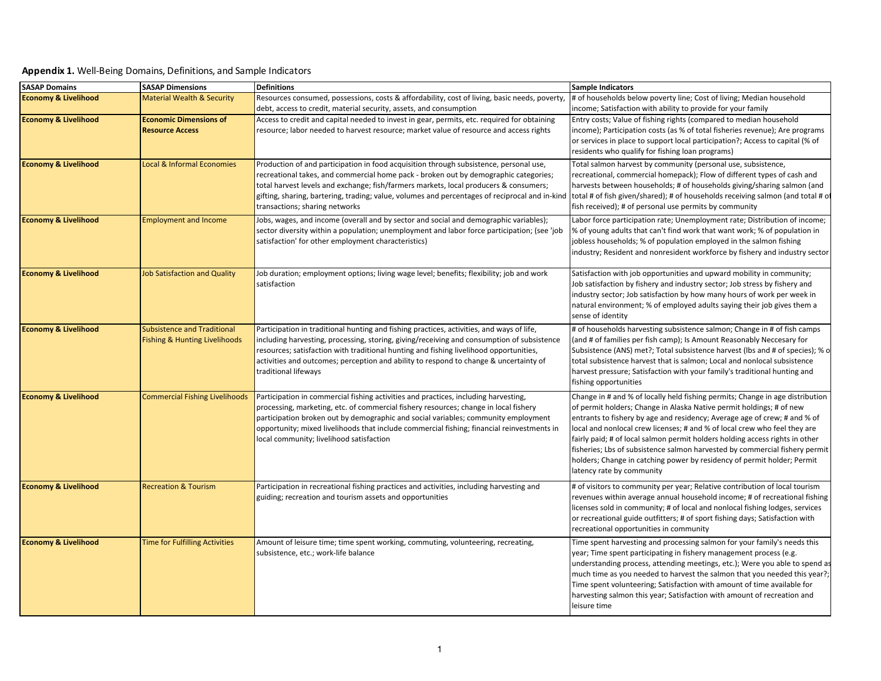**Appendix 1.** Well-Being Domains, Definitions, and Sample Indicators

| SASAP Domains | SASAP Dimensions | Definitions | Sample Indicators |
|---|---|---|---|
| **Economy & Livelihood** | Material Wealth & Security | Resources consumed, possessions, costs & affordability, cost of living, basic needs, poverty, debt, access to credit, material security, assets, and consumption | # of households below poverty line; Cost of living; Median household income; Satisfaction with ability to provide for your family |
| **Economy & Livelihood** | **Economic Dimensions of Resource Access** | Access to credit and capital needed to invest in gear, permits, etc. required for obtaining resource; labor needed to harvest resource; market value of resource and access rights | Entry costs; Value of fishing rights (compared to median household income); Participation costs (as % of total fisheries revenue); Are programs or services in place to support local participation?; Access to capital (% of residents who qualify for fishing loan programs) |
| **Economy & Livelihood** | Local & Informal Economies | Production of and participation in food acquisition through subsistence, personal use, recreational takes, and commercial home pack - broken out by demographic categories; total harvest levels and exchange; fish/farmers markets, local producers & consumers; gifting, sharing, bartering, trading; value, volumes and percentages of reciprocal and in-kind transactions; sharing networks | Total salmon harvest by community (personal use, subsistence, recreational, commercial homepack); Flow of different types of cash and harvests between households; # of households giving/sharing salmon (and total # of fish given/shared); # of households receiving salmon (and total # of fish received); # of personal use permits by community |
| **Economy & Livelihood** | Employment and Income | Jobs, wages, and income (overall and by sector and social and demographic variables); sector diversity within a population; unemployment and labor force participation; (see 'job satisfaction' for other employment characteristics) | Labor force participation rate; Unemployment rate; Distribution of income; % of young adults that can't find work that want work; % of population in jobless households; % of population employed in the salmon fishing industry; Resident and nonresident workforce by fishery and industry sector |
| **Economy & Livelihood** | Job Satisfaction and Quality | Job duration; employment options; living wage level; benefits; flexibility; job and work satisfaction | Satisfaction with job opportunities and upward mobility in community; Job satisfaction by fishery and industry sector; Job stress by fishery and industry sector; Job satisfaction by how many hours of work per week in natural environment; % of employed adults saying their job gives them a sense of identity |
| **Economy & Livelihood** | Subsistence and Traditional Fishing & Hunting Livelihoods | Participation in traditional hunting and fishing practices, activities, and ways of life, including harvesting, processing, storing, giving/receiving and consumption of subsistence resources; satisfaction with traditional hunting and fishing livelihood opportunities, activities and outcomes; perception and ability to respond to change & uncertainty of traditional lifeways | # of households harvesting subsistence salmon; Change in # of fish camps (and # of families per fish camp); Is Amount Reasonably Neccesary for Subsistence (ANS) met?; Total subsistence harvest (lbs and # of species); % of total subsistence harvest that is salmon; Local and nonlocal subsistence harvest pressure; Satisfaction with your family's traditional hunting and fishing opportunities |
| **Economy & Livelihood** | Commercial Fishing Livelihoods | Participation in commercial fishing activities and practices, including harvesting, processing, marketing, etc. of commercial fishery resources; change in local fishery participation broken out by demographic and social variables; community employment opportunity; mixed livelihoods that include commercial fishing; financial reinvestments in local community; livelihood satisfaction | Change in # and % of locally held fishing permits; Change in age distribution of permit holders; Change in Alaska Native permit holdings; # of new entrants to fishery by age and residency; Average age of crew; # and % of local and nonlocal crew licenses; # and % of local crew who feel they are fairly paid; # of local salmon permit holders holding access rights in other fisheries; Lbs of subsistence salmon harvested by commercial fishery permit holders; Change in catching power by residency of permit holder; Permit latency rate by community |
| **Economy & Livelihood** | Recreation & Tourism | Participation in recreational fishing practices and activities, including harvesting and guiding; recreation and tourism assets and opportunities | # of visitors to community per year; Relative contribution of local tourism revenues within average annual household income; # of recreational fishing licenses sold in community; # of local and nonlocal fishing lodges, services or recreational guide outfitters; # of sport fishing days; Satisfaction with recreational opportunities in community |
| **Economy & Livelihood** | Time for Fulfilling Activities | Amount of leisure time; time spent working, commuting, volunteering, recreating, subsistence, etc.; work-life balance | Time spent harvesting and processing salmon for your family's needs this year; Time spent participating in fishery management process (e.g. understanding process, attending meetings, etc.); Were you able to spend as much time as you needed to harvest the salmon that you needed this year?; Time spent volunteering; Satisfaction with amount of time available for harvesting salmon this year; Satisfaction with amount of recreation and leisure time |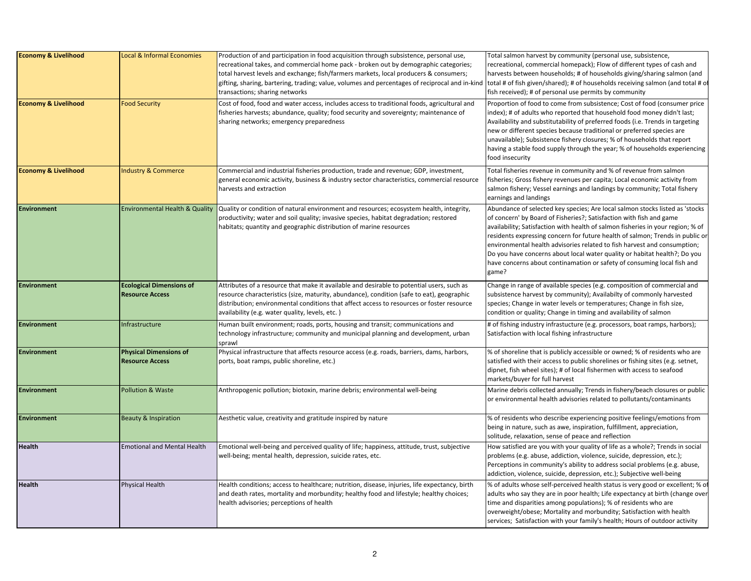| | | | |
|---|---|---|---|
| **Economy & Livelihood** | Local & Informal Economies | Production of and participation in food acquisition through subsistence, personal use, recreational takes, and commercial home pack - broken out by demographic categories; total harvest levels and exchange; fish/farmers markets, local producers & consumers; gifting, sharing, bartering, trading; value, volumes and percentages of reciprocal and in-kind transactions; sharing networks | Total salmon harvest by community (personal use, subsistence, recreational, commercial homepack); Flow of different types of cash and harvests between households; # of households giving/sharing salmon (and total # of fish given/shared); # of households receiving salmon (and total # of fish received); # of personal use permits by community |
| **Economy & Livelihood** | Food Security | Cost of food, food and water access, includes access to traditional foods, agricultural and fisheries harvests; abundance, quality; food security and sovereignty; maintenance of sharing networks; emergency preparedness | Proportion of food to come from subsistence; Cost of food (consumer price index); # of adults who reported that household food money didn't last; Availability and substitutability of preferred foods (i.e. Trends in targeting new or different species because traditional or preferred species are unavailable); Subsistence fishery closures; % of households that report having a stable food supply through the year; % of households experiencing food insecurity |
| **Economy & Livelihood** | Industry & Commerce | Commercial and industrial fisheries production, trade and revenue; GDP, investment, general economic activity, business & industry sector characteristics, commercial resource harvests and extraction | Total fisheries revenue in community and % of revenue from salmon fisheries; Gross fishery revenues per capita; Local economic activity from salmon fishery; Vessel earnings and landings by community; Total fishery earnings and landings |
| **Environment** | Environmental Health & Quality | Quality or condition of natural environment and resources; ecosystem health, integrity, productivity; water and soil quality; invasive species, habitat degradation; restored habitats; quantity and geographic distribution of marine resources | Abundance of selected key species; Are local salmon stocks listed as 'stocks of concern' by Board of Fisheries?; Satisfaction with fish and game availability; Satisfaction with health of salmon fisheries in your region; % of residents expressing concern for future health of salmon; Trends in public or environmental health advisories related to fish harvest and consumption; Do you have concerns about local water quality or habitat health?; Do you have concerns about continamation or safety of consuming local fish and game? |
| **Environment** | **Ecological Dimensions of Resource Access** | Attributes of a resource that make it available and desirable to potential users, such as resource characteristics (size, maturity, abundance), condition (safe to eat), geographic distribution; environmental conditions that affect access to resources or foster resource availability (e.g. water quality, levels, etc. ) | Change in range of available species (e.g. composition of commercial and subsistence harvest by community); Availabilty of commonly harvested species; Change in water levels or temperatures; Change in fish size, condition or quality; Change in timing and availability of salmon |
| **Environment** | Infrastructure | Human built environment; roads, ports, housing and transit; communications and technology infrastructure; community and municipal planning and development, urban sprawl | # of fishing industry infrastucture (e.g. processors, boat ramps, harbors); Satisfaction with local fishing infrastructure |
| **Environment** | **Physical Dimensions of Resource Access** | Physical infrastructure that affects resource access (e.g. roads, barriers, dams, harbors, ports, boat ramps, public shoreline, etc.) | % of shoreline that is publicly accessible or owned; % of residents who are satisfied with their access to public shorelines or fishing sites (e.g. setnet, dipnet, fish wheel sites); # of local fishermen with access to seafood markets/buyer for full harvest |
| **Environment** | Pollution & Waste | Anthropogenic pollution; biotoxin, marine debris; environmental well-being | Marine debris collected annually; Trends in fishery/beach closures or public or environmental health advisories related to pollutants/contaminants |
| **Environment** | Beauty & Inspiration | Aesthetic value, creativity and gratitude inspired by nature | % of residents who describe experiencing positive feelings/emotions from being in nature, such as awe, inspiration, fulfillment, appreciation, solitude, relaxation, sense of peace and reflection |
| **Health** | Emotional and Mental Health | Emotional well-being and perceived quality of life; happiness, attitude, trust, subjective well-being; mental health, depression, suicide rates, etc. | How satisfied are you with your quality of life as a whole?; Trends in social problems (e.g. abuse, addiction, violence, suicide, depression, etc.); Perceptions in community's ability to address social problems (e.g. abuse, addiction, violence, suicide, depression, etc.); Subjective well-being |
| **Health** | Physical Health | Health conditions; access to healthcare; nutrition, disease, injuries, life expectancy, birth and death rates, mortality and morbundity; healthy food and lifestyle; healthy choices; health advisories; perceptions of health | % of adults whose self-perceived health status is very good or excellent; % of adults who say they are in poor health; Life expectancy at birth (change over time and disparities among populations); % of residents who are overweight/obese; Mortality and morbundity; Satisfaction with health services; Satisfaction with your family's health; Hours of outdoor activity |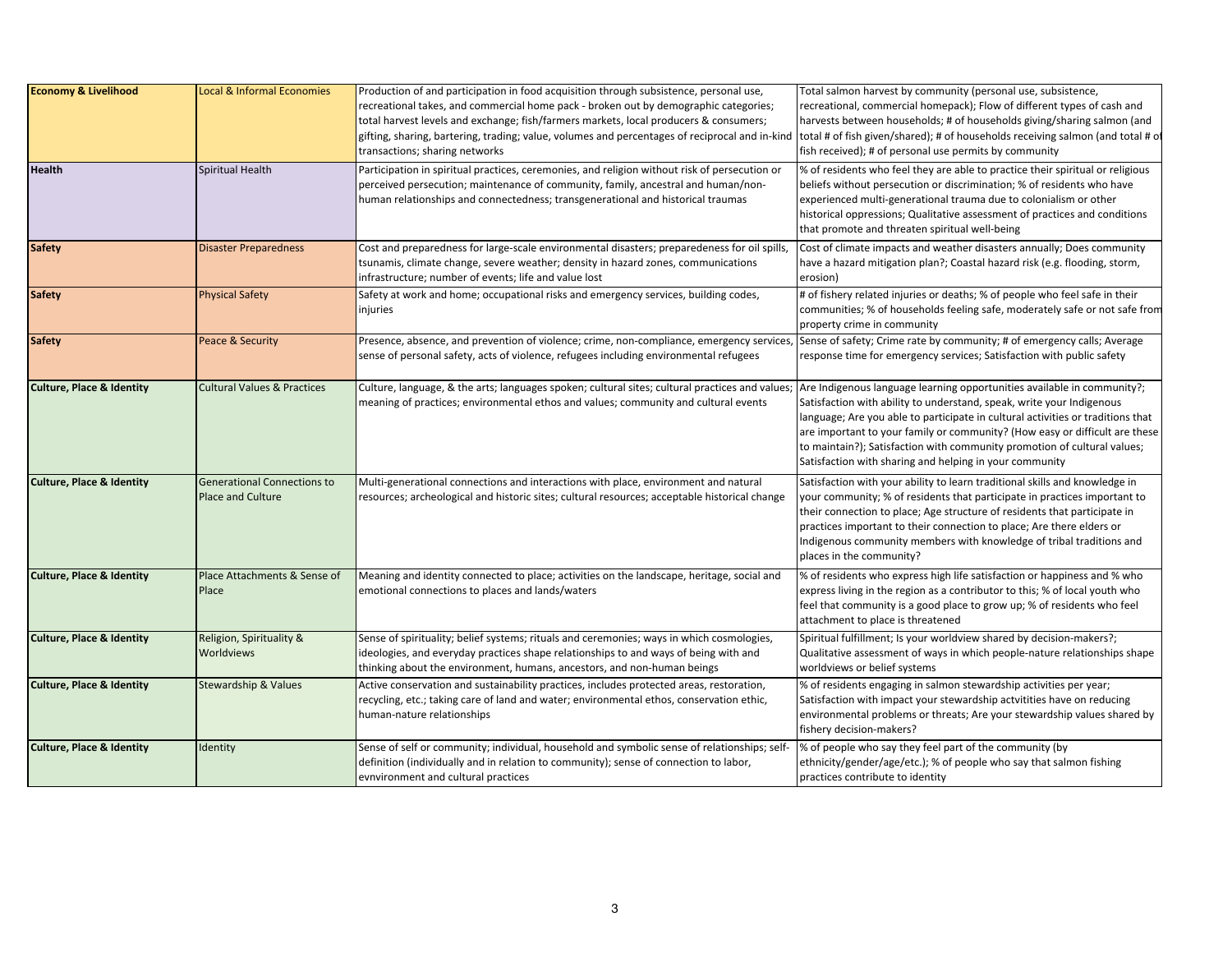| | | | |
|---|---|---|---|
| **Economy & Livelihood** | Local & Informal Economies | Production of and participation in food acquisition through subsistence, personal use, recreational takes, and commercial home pack - broken out by demographic categories; total harvest levels and exchange; fish/farmers markets, local producers & consumers; gifting, sharing, bartering, trading; value, volumes and percentages of reciprocal and in-kind transactions; sharing networks | Total salmon harvest by community (personal use, subsistence, recreational, commercial homepack); Flow of different types of cash and harvests between households; # of households giving/sharing salmon (and total # of fish given/shared); # of households receiving salmon (and total # of fish received); # of personal use permits by community |
| **Health** | Spiritual Health | Participation in spiritual practices, ceremonies, and religion without risk of persecution or perceived persecution; maintenance of community, family, ancestral and human/non-human relationships and connectedness; transgenerational and historical traumas | % of residents who feel they are able to practice their spiritual or religious beliefs without persecution or discrimination; % of residents who have experienced multi-generational trauma due to colonialism or other historical oppressions; Qualitative assessment of practices and conditions that promote and threaten spiritual well-being |
| **Safety** | Disaster Preparedness | Cost and preparedness for large-scale environmental disasters; preparedeness for oil spills, tsunamis, climate change, severe weather; density in hazard zones, communications infrastructure; number of events; life and value lost | Cost of climate impacts and weather disasters annually; Does community have a hazard mitigation plan?; Coastal hazard risk (e.g. flooding, storm, erosion) |
| **Safety** | Physical Safety | Safety at work and home; occupational risks and emergency services, building codes, injuries | # of fishery related injuries or deaths; % of people who feel safe in their communities; % of households feeling safe, moderately safe or not safe from property crime in community |
| **Safety** | Peace & Security | Presence, absence, and prevention of violence; crime, non-compliance, emergency services, sense of personal safety, acts of violence, refugees including environmental refugees | Sense of safety; Crime rate by community; # of emergency calls; Average response time for emergency services; Satisfaction with public safety |
| **Culture, Place & Identity** | Cultural Values & Practices | Culture, language, & the arts; languages spoken; cultural sites; cultural practices and values; meaning of practices; environmental ethos and values; community and cultural events | Are Indigenous language learning opportunities available in community?; Satisfaction with ability to understand, speak, write your Indigenous language; Are you able to participate in cultural activities or traditions that are important to your family or community? (How easy or difficult are these to maintain?); Satisfaction with community promotion of cultural values; Satisfaction with sharing and helping in your community |
| **Culture, Place & Identity** | Generational Connections to Place and Culture | Multi-generational connections and interactions with place, environment and natural resources; archeological and historic sites; cultural resources; acceptable historical change | Satisfaction with your ability to learn traditional skills and knowledge in your community; % of residents that participate in practices important to their connection to place; Age structure of residents that participate in practices important to their connection to place; Are there elders or Indigenous community members with knowledge of tribal traditions and places in the community? |
| **Culture, Place & Identity** | Place Attachments & Sense of Place | Meaning and identity connected to place; activities on the landscape, heritage, social and emotional connections to places and lands/waters | % of residents who express high life satisfaction or happiness and % who express living in the region as a contributor to this; % of local youth who feel that community is a good place to grow up; % of residents who feel attachment to place is threatened |
| **Culture, Place & Identity** | Religion, Spirituality & Worldviews | Sense of spirituality; belief systems; rituals and ceremonies; ways in which cosmologies, ideologies, and everyday practices shape relationships to and ways of being with and thinking about the environment, humans, ancestors, and non-human beings | Spiritual fulfillment; Is your worldview shared by decision-makers?; Qualitative assessment of ways in which people-nature relationships shape worldviews or belief systems |
| **Culture, Place & Identity** | Stewardship & Values | Active conservation and sustainability practices, includes protected areas, restoration, recycling, etc.; taking care of land and water; environmental ethos, conservation ethic, human-nature relationships | % of residents engaging in salmon stewardship activities per year; Satisfaction with impact your stewardship actvitities have on reducing environmental problems or threats; Are your stewardship values shared by fishery decision-makers? |
| **Culture, Place & Identity** | Identity | Sense of self or community; individual, household and symbolic sense of relationships; self-definition (individually and in relation to community); sense of connection to labor, evnvironment and cultural practices | % of people who say they feel part of the community (by ethnicity/gender/age/etc.); % of people who say that salmon fishing practices contribute to identity |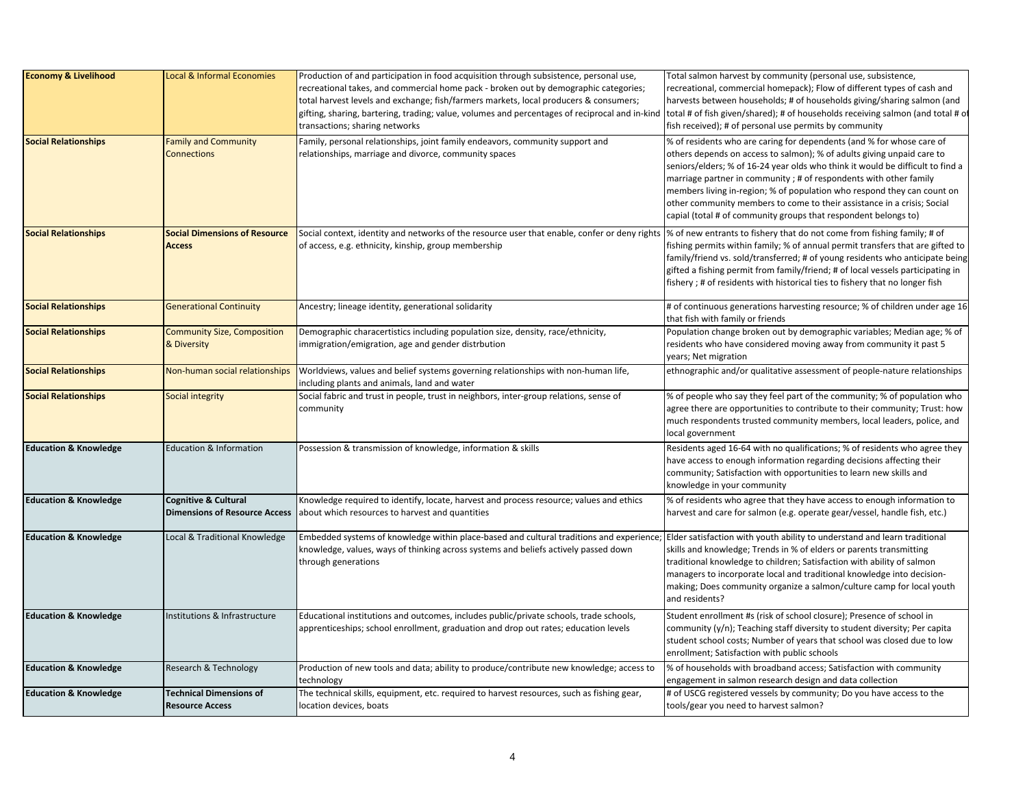| | | | |
|---|---|---|---|
| **Economy & Livelihood** | Local & Informal Economies | Production of and participation in food acquisition through subsistence, personal use, recreational takes, and commercial home pack - broken out by demographic categories; total harvest levels and exchange; fish/farmers markets, local producers & consumers; gifting, sharing, bartering, trading; value, volumes and percentages of reciprocal and in-kind transactions; sharing networks | Total salmon harvest by community (personal use, subsistence, recreational, commercial homepack); Flow of different types of cash and harvests between households; # of households giving/sharing salmon (and total # of fish given/shared); # of households receiving salmon (and total # of fish received); # of personal use permits by community |
| **Social Relationships** | Family and Community Connections | Family, personal relationships, joint family endeavors, community support and relationships, marriage and divorce, community spaces | % of residents who are caring for dependents (and % for whose care of others depends on access to salmon); % of adults giving unpaid care to seniors/elders; % of 16-24 year olds who think it would be difficult to find a marriage partner in community ; # of respondents with other family members living in-region; % of population who respond they can count on other community members to come to their assistance in a crisis; Social capial (total # of community groups that respondent belongs to) |
| **Social Relationships** | **Social Dimensions of Resource Access** | Social context, identity and networks of the resource user that enable, confer or deny rights of access, e.g. ethnicity, kinship, group membership | % of new entrants to fishery that do not come from fishing family; # of fishing permits within family; % of annual permit transfers that are gifted to family/friend vs. sold/transferred; # of young residents who anticipate being gifted a fishing permit from family/friend; # of local vessels participating in fishery ; # of residents with historical ties to fishery that no longer fish |
| **Social Relationships** | Generational Continuity | Ancestry; lineage identity, generational solidarity | # of continuous generations harvesting resource; % of children under age 16 that fish with family or friends |
| **Social Relationships** | Community Size, Composition & Diversity | Demographic charactertistics including population size, density, race/ethnicity, immigration/emigration, age and gender distrbution | Population change broken out by demographic variables; Median age; % of residents who have considered moving away from community it past 5 years; Net migration |
| **Social Relationships** | Non-human social relationships | Worldviews, values and belief systems governing relationships with non-human life, including plants and animals, land and water | ethnographic and/or qualitative assessment of people-nature relationships |
| **Social Relationships** | Social integrity | Social fabric and trust in people, trust in neighbors, inter-group relations, sense of community | % of people who say they feel part of the community; % of population who agree there are opportunities to contribute to their community; Trust: how much respondents trusted community members, local leaders, police, and local government |
| **Education & Knowledge** | Education & Information | Possession & transmission of knowledge, information & skills | Residents aged 16-64 with no qualifications; % of residents who agree they have access to enough information regarding decisions affecting their community; Satisfaction with opportunities to learn new skills and knowledge in your community |
| **Education & Knowledge** | **Cognitive & Cultural Dimensions of Resource Access** | Knowledge required to identify, locate, harvest and process resource; values and ethics about which resources to harvest and quantities | % of residents who agree that they have access to enough information to harvest and care for salmon (e.g. operate gear/vessel, handle fish, etc.) |
| **Education & Knowledge** | Local & Traditional Knowledge | Embedded systems of knowledge within place-based and cultural traditions and experience; knowledge, values, ways of thinking across systems and beliefs actively passed down through generations | Elder satisfaction with youth ability to understand and learn traditional skills and knowledge; Trends in % of elders or parents transmitting traditional knowledge to children; Satisfaction with ability of salmon managers to incorporate local and traditional knowledge into decision-making; Does community organize a salmon/culture camp for local youth and residents? |
| **Education & Knowledge** | Institutions & Infrastructure | Educational institutions and outcomes, includes public/private schools, trade schools, apprenticeships; school enrollment, graduation and drop out rates; education levels | Student enrollment #s (risk of school closure); Presence of school in community (y/n); Teaching staff diversity to student diversity; Per capita student school costs; Number of years that school was closed due to low enrollment; Satisfaction with public schools |
| **Education & Knowledge** | Research & Technology | Production of new tools and data; ability to produce/contribute new knowledge; access to technology | % of households with broadband access; Satisfaction with community engagement in salmon research design and data collection |
| **Education & Knowledge** | **Technical Dimensions of Resource Access** | The technical skills, equipment, etc. required to harvest resources, such as fishing gear, location devices, boats | # of USCG registered vessels by community; Do you have access to the tools/gear you need to harvest salmon? |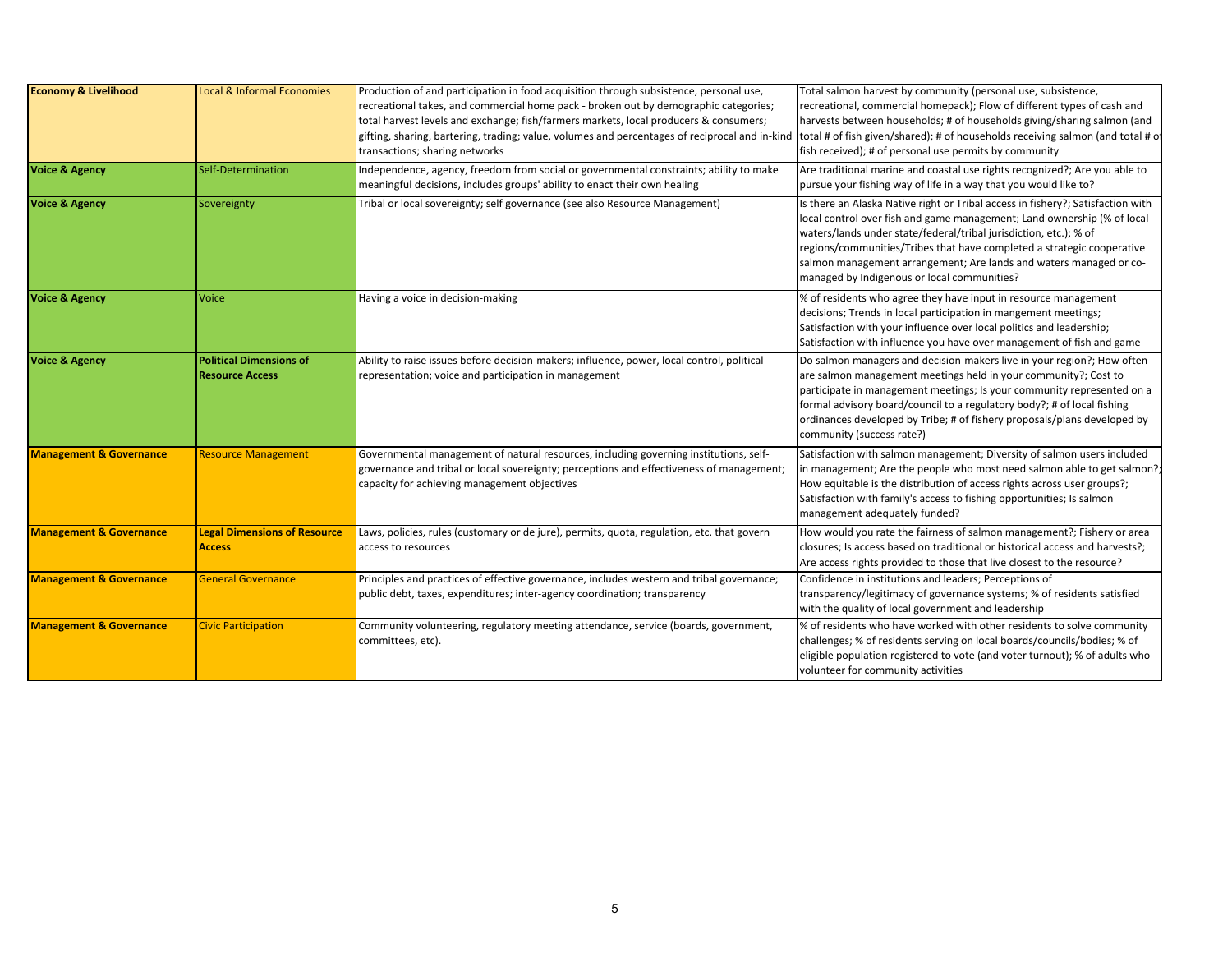| | | | |
|---|---|---|---|
| **Economy & Livelihood** | Local & Informal Economies | Production of and participation in food acquisition through subsistence, personal use, recreational takes, and commercial home pack - broken out by demographic categories; total harvest levels and exchange; fish/farmers markets, local producers & consumers; gifting, sharing, bartering, trading; value, volumes and percentages of reciprocal and in-kind transactions; sharing networks | Total salmon harvest by community (personal use, subsistence, recreational, commercial homepack); Flow of different types of cash and harvests between households; # of households giving/sharing salmon (and total # of fish given/shared); # of households receiving salmon (and total # of fish received); # of personal use permits by community |
| **Voice & Agency** | Self-Determination | Independence, agency, freedom from social or governmental constraints; ability to make meaningful decisions, includes groups' ability to enact their own healing | Are traditional marine and coastal use rights recognized?; Are you able to pursue your fishing way of life in a way that you would like to? |
| **Voice & Agency** | Sovereignty | Tribal or local sovereignty; self governance (see also Resource Management) | Is there an Alaska Native right or Tribal access in fishery?; Satisfaction with local control over fish and game management; Land ownership (% of local waters/lands under state/federal/tribal jurisdiction, etc.); % of regions/communities/Tribes that have completed a strategic cooperative salmon management arrangement; Are lands and waters managed or co-managed by Indigenous or local communities? |
| **Voice & Agency** | Voice | Having a voice in decision-making | % of residents who agree they have input in resource management decisions; Trends in local participation in mangement meetings; Satisfaction with your influence over local politics and leadership; Satisfaction with influence you have over management of fish and game |
| **Voice & Agency** | **Political Dimensions of Resource Access** | Ability to raise issues before decision-makers; influence, power, local control, political representation; voice and participation in management | Do salmon managers and decision-makers live in your region?; How often are salmon management meetings held in your community?; Cost to participate in management meetings; Is your community represented on a formal advisory board/council to a regulatory body?; # of local fishing ordinances developed by Tribe; # of fishery proposals/plans developed by community (success rate?) |
| **Management & Governance** | Resource Management | Governmental management of natural resources, including governing institutions, self-governance and tribal or local sovereignty; perceptions and effectiveness of management; capacity for achieving management objectives | Satisfaction with salmon management; Diversity of salmon users included in management; Are the people who most need salmon able to get salmon?; How equitable is the distribution of access rights across user groups?; Satisfaction with family's access to fishing opportunities; Is salmon management adequately funded? |
| **Management & Governance** | **Legal Dimensions of Resource Access** | Laws, policies, rules (customary or de jure), permits, quota, regulation, etc. that govern access to resources | How would you rate the fairness of salmon management?; Fishery or area closures; Is access based on traditional or historical access and harvests?; Are access rights provided to those that live closest to the resource? |
| **Management & Governance** | General Governance | Principles and practices of effective governance, includes western and tribal governance; public debt, taxes, expenditures; inter-agency coordination; transparency | Confidence in institutions and leaders; Perceptions of transparency/legitimacy of governance systems; % of residents satisfied with the quality of local government and leadership |
| **Management & Governance** | Civic Participation | Community volunteering, regulatory meeting attendance, service (boards, government, committees, etc). | % of residents who have worked with other residents to solve community challenges; % of residents serving on local boards/councils/bodies; % of eligible population registered to vote (and voter turnout); % of adults who volunteer for community activities |